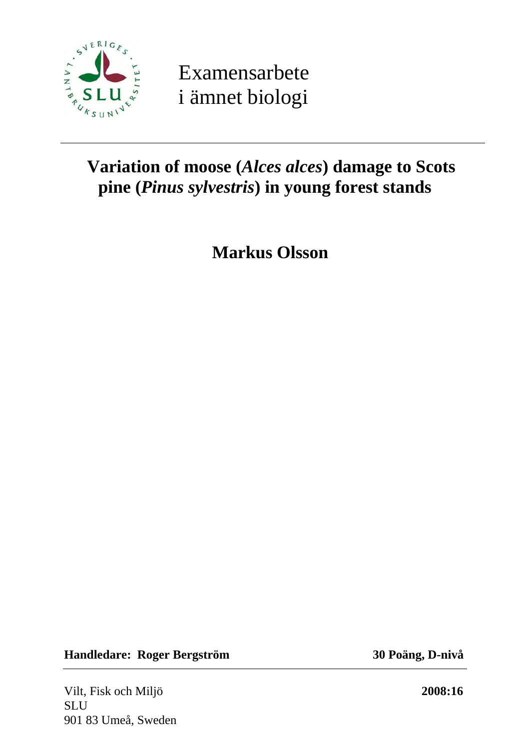Examensarbete
i ämnet biologi

---

# Variation of moose (*Alces alces*) damage to Scots pine (*Pinus sylvestris*) in young forest stands

**Markus Olsson**

**Handledare: Roger Bergström** **30 Poäng, D-nivå**

---

Vilt, Fisk och Miljö
SLU
901 83 Umeå, Sweden

**2008:16**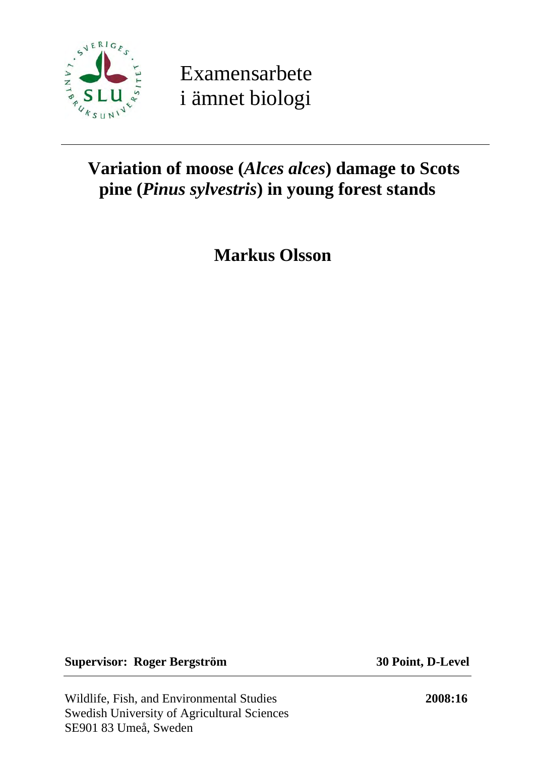Examensarbete
i ämnet biologi

---

# Variation of moose (*Alces alces*) damage to Scots pine (*Pinus sylvestris*) in young forest stands

**Markus Olsson**

**Supervisor: Roger Bergström** **30 Point, D-Level**

Wildlife, Fish, and Environmental Studies
Swedish University of Agricultural Sciences
SE901 83 Umeå, Sweden

**2008:16**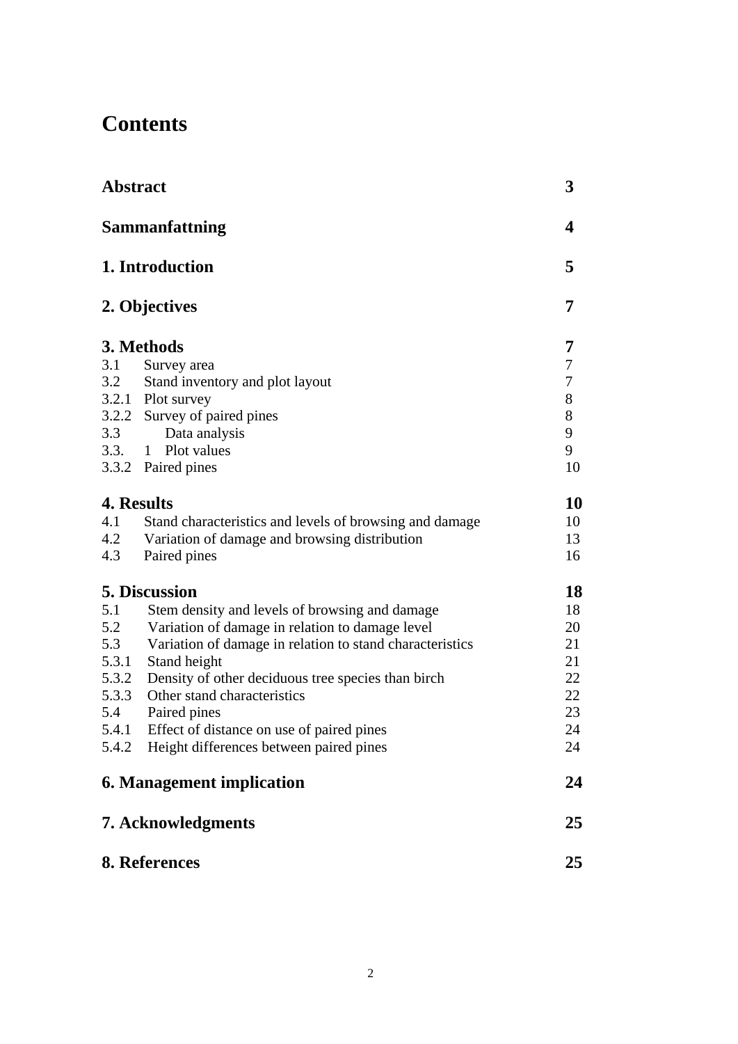# Contents

| | |
|---|---|
| **Abstract** | **3** |
| **Sammanfattning** | **4** |
| **1. Introduction** | **5** |
| **2. Objectives** | **7** |
| **3. Methods** | **7** |
| 3.1 Survey area | 7 |
| 3.2 Stand inventory and plot layout | 7 |
| 3.2.1 Plot survey | 8 |
| 3.2.2 Survey of paired pines | 8 |
| 3.3 Data analysis | 9 |
| 3.3. 1 Plot values | 9 |
| 3.3.2 Paired pines | 10 |
| **4. Results** | **10** |
| 4.1 Stand characteristics and levels of browsing and damage | 10 |
| 4.2 Variation of damage and browsing distribution | 13 |
| 4.3 Paired pines | 16 |
| **5. Discussion** | **18** |
| 5.1 Stem density and levels of browsing and damage | 18 |
| 5.2 Variation of damage in relation to damage level | 20 |
| 5.3 Variation of damage in relation to stand characteristics | 21 |
| 5.3.1 Stand height | 21 |
| 5.3.2 Density of other deciduous tree species than birch | 22 |
| 5.3.3 Other stand characteristics | 22 |
| 5.4 Paired pines | 23 |
| 5.4.1 Effect of distance on use of paired pines | 24 |
| 5.4.2 Height differences between paired pines | 24 |
| **6. Management implication** | **24** |
| **7. Acknowledgments** | **25** |
| **8. References** | **25** |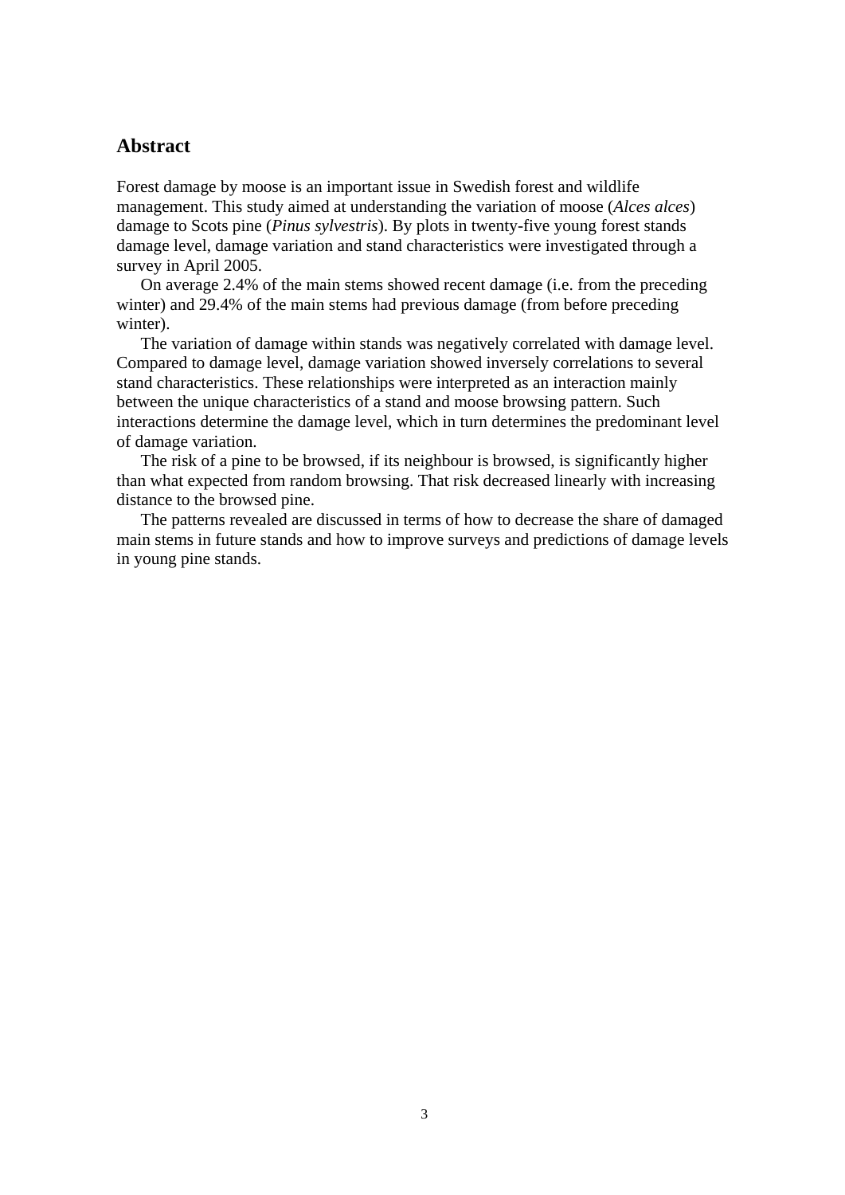## Abstract

Forest damage by moose is an important issue in Swedish forest and wildlife management. This study aimed at understanding the variation of moose (*Alces alces*) damage to Scots pine (*Pinus sylvestris*). By plots in twenty-five young forest stands damage level, damage variation and stand characteristics were investigated through a survey in April 2005.

On average 2.4% of the main stems showed recent damage (i.e. from the preceding winter) and 29.4% of the main stems had previous damage (from before preceding winter).

The variation of damage within stands was negatively correlated with damage level. Compared to damage level, damage variation showed inversely correlations to several stand characteristics. These relationships were interpreted as an interaction mainly between the unique characteristics of a stand and moose browsing pattern. Such interactions determine the damage level, which in turn determines the predominant level of damage variation.

The risk of a pine to be browsed, if its neighbour is browsed, is significantly higher than what expected from random browsing. That risk decreased linearly with increasing distance to the browsed pine.

The patterns revealed are discussed in terms of how to decrease the share of damaged main stems in future stands and how to improve surveys and predictions of damage levels in young pine stands.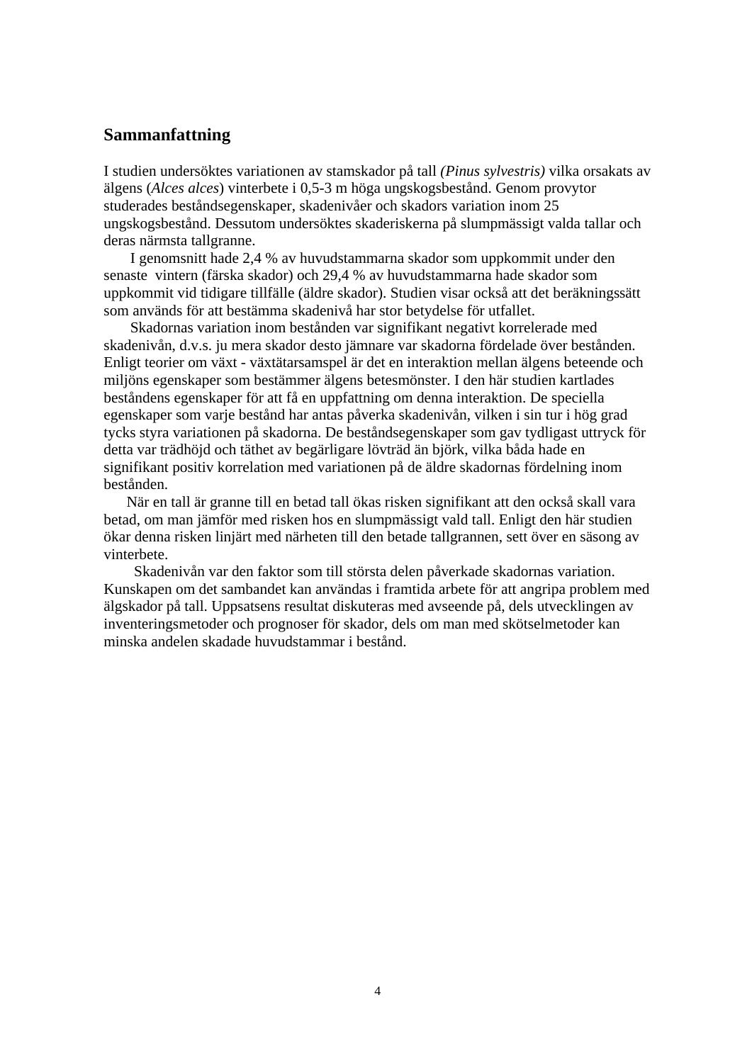## Sammanfattning

I studien undersöktes variationen av stamskador på tall *(Pinus sylvestris)* vilka orsakats av älgens (*Alces alces*) vinterbete i 0,5-3 m höga ungskogsbestånd. Genom provytor studerades beståndsegenskaper, skadenivåer och skadors variation inom 25 ungskogsbestånd. Dessutom undersöktes skaderiskerna på slumpmässigt valda tallar och deras närmsta tallgranne.

I genomsnitt hade 2,4 % av huvudstammarna skador som uppkommit under den senaste vintern (färska skador) och 29,4 % av huvudstammarna hade skador som uppkommit vid tidigare tillfälle (äldre skador). Studien visar också att det beräkningssätt som används för att bestämma skadenivå har stor betydelse för utfallet.

Skadornas variation inom bestånden var signifikant negativt korrelerade med skadenivån, d.v.s. ju mera skador desto jämnare var skadorna fördelade över bestånden. Enligt teorier om växt - växtätarsamspel är det en interaktion mellan älgens beteende och miljöns egenskaper som bestämmer älgens betesmönster. I den här studien kartlades beståndens egenskaper för att få en uppfattning om denna interaktion. De speciella egenskaper som varje bestånd har antas påverka skadenivån, vilken i sin tur i hög grad tycks styra variationen på skadorna. De beståndsegenskaper som gav tydligast uttryck för detta var trädhöjd och täthet av begärligare lövträd än björk, vilka båda hade en signifikant positiv korrelation med variationen på de äldre skadornas fördelning inom bestånden.

När en tall är granne till en betad tall ökas risken signifikant att den också skall vara betad, om man jämför med risken hos en slumpmässigt vald tall. Enligt den här studien ökar denna risken linjärt med närheten till den betade tallgrannen, sett över en säsong av vinterbete.

Skadenivån var den faktor som till största delen påverkade skadornas variation. Kunskapen om det sambandet kan användas i framtida arbete för att angripa problem med älgskador på tall. Uppsatsens resultat diskuteras med avseende på, dels utvecklingen av inventeringsmetoder och prognoser för skador, dels om man med skötselmetoder kan minska andelen skadade huvudstammar i bestånd.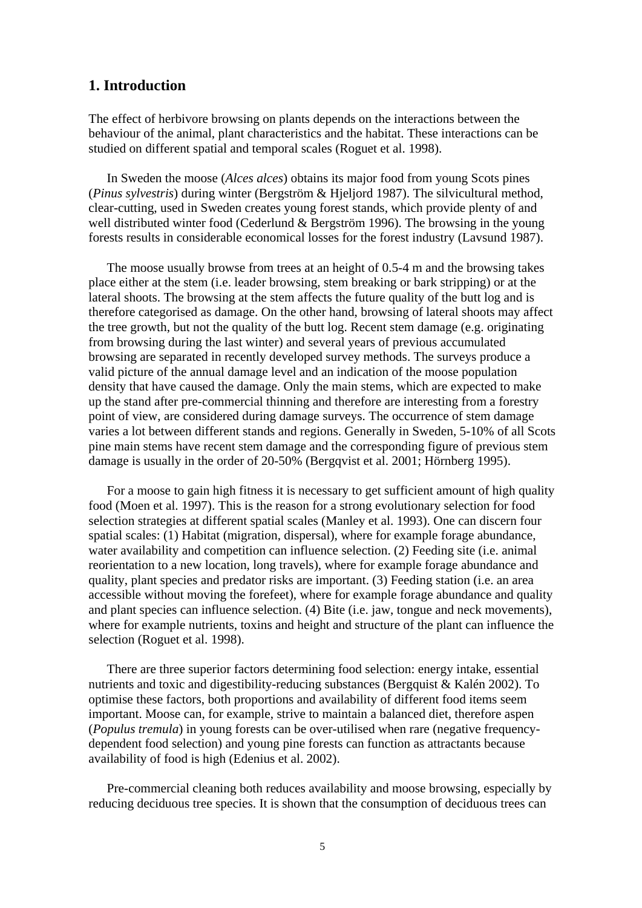## 1. Introduction

The effect of herbivore browsing on plants depends on the interactions between the behaviour of the animal, plant characteristics and the habitat. These interactions can be studied on different spatial and temporal scales (Roguet et al. 1998).

In Sweden the moose (*Alces alces*) obtains its major food from young Scots pines (*Pinus sylvestris*) during winter (Bergström & Hjeljord 1987). The silvicultural method, clear-cutting, used in Sweden creates young forest stands, which provide plenty of and well distributed winter food (Cederlund & Bergström 1996). The browsing in the young forests results in considerable economical losses for the forest industry (Lavsund 1987).

The moose usually browse from trees at an height of 0.5-4 m and the browsing takes place either at the stem (i.e. leader browsing, stem breaking or bark stripping) or at the lateral shoots. The browsing at the stem affects the future quality of the butt log and is therefore categorised as damage. On the other hand, browsing of lateral shoots may affect the tree growth, but not the quality of the butt log. Recent stem damage (e.g. originating from browsing during the last winter) and several years of previous accumulated browsing are separated in recently developed survey methods. The surveys produce a valid picture of the annual damage level and an indication of the moose population density that have caused the damage. Only the main stems, which are expected to make up the stand after pre-commercial thinning and therefore are interesting from a forestry point of view, are considered during damage surveys. The occurrence of stem damage varies a lot between different stands and regions. Generally in Sweden, 5-10% of all Scots pine main stems have recent stem damage and the corresponding figure of previous stem damage is usually in the order of 20-50% (Bergqvist et al. 2001; Hörnberg 1995).

For a moose to gain high fitness it is necessary to get sufficient amount of high quality food (Moen et al. 1997). This is the reason for a strong evolutionary selection for food selection strategies at different spatial scales (Manley et al. 1993). One can discern four spatial scales: (1) Habitat (migration, dispersal), where for example forage abundance, water availability and competition can influence selection. (2) Feeding site (i.e. animal reorientation to a new location, long travels), where for example forage abundance and quality, plant species and predator risks are important. (3) Feeding station (i.e. an area accessible without moving the forefeet), where for example forage abundance and quality and plant species can influence selection. (4) Bite (i.e. jaw, tongue and neck movements), where for example nutrients, toxins and height and structure of the plant can influence the selection (Roguet et al. 1998).

There are three superior factors determining food selection: energy intake, essential nutrients and toxic and digestibility-reducing substances (Bergquist & Kalén 2002). To optimise these factors, both proportions and availability of different food items seem important. Moose can, for example, strive to maintain a balanced diet, therefore aspen (*Populus tremula*) in young forests can be over-utilised when rare (negative frequency-dependent food selection) and young pine forests can function as attractants because availability of food is high (Edenius et al. 2002).

Pre-commercial cleaning both reduces availability and moose browsing, especially by reducing deciduous tree species. It is shown that the consumption of deciduous trees can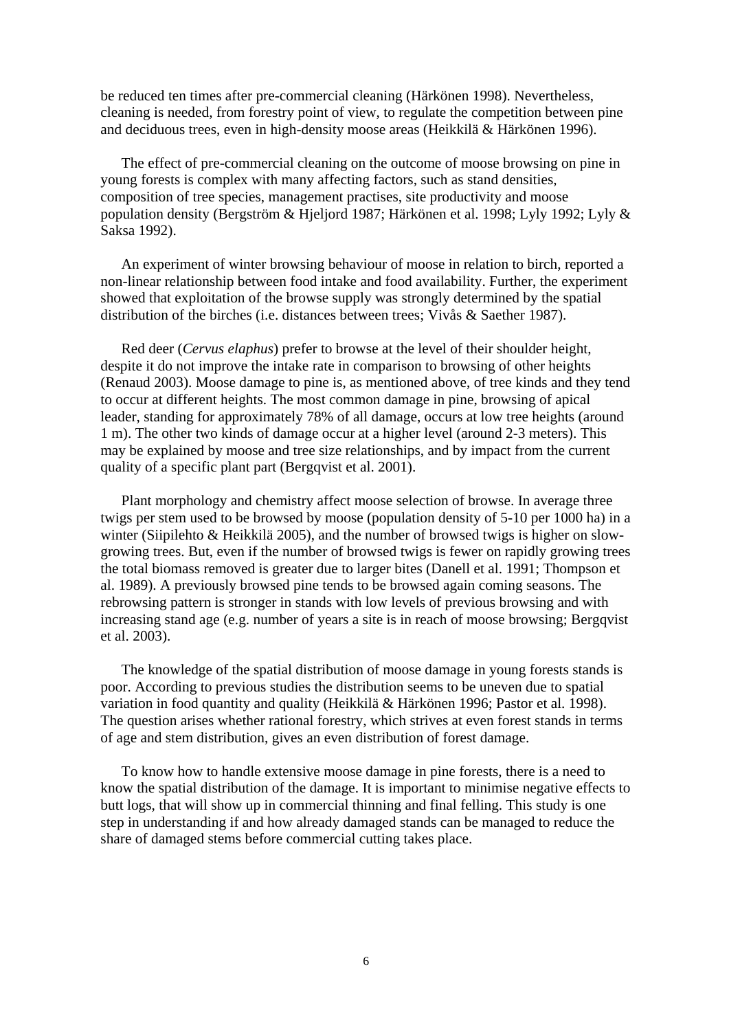be reduced ten times after pre-commercial cleaning (Härkönen 1998). Nevertheless, cleaning is needed, from forestry point of view, to regulate the competition between pine and deciduous trees, even in high-density moose areas (Heikkilä & Härkönen 1996).

The effect of pre-commercial cleaning on the outcome of moose browsing on pine in young forests is complex with many affecting factors, such as stand densities, composition of tree species, management practises, site productivity and moose population density (Bergström & Hjeljord 1987; Härkönen et al. 1998; Lyly 1992; Lyly & Saksa 1992).

An experiment of winter browsing behaviour of moose in relation to birch, reported a non-linear relationship between food intake and food availability. Further, the experiment showed that exploitation of the browse supply was strongly determined by the spatial distribution of the birches (i.e. distances between trees; Vivås & Saether 1987).

Red deer (*Cervus elaphus*) prefer to browse at the level of their shoulder height, despite it do not improve the intake rate in comparison to browsing of other heights (Renaud 2003). Moose damage to pine is, as mentioned above, of tree kinds and they tend to occur at different heights. The most common damage in pine, browsing of apical leader, standing for approximately 78% of all damage, occurs at low tree heights (around 1 m). The other two kinds of damage occur at a higher level (around 2-3 meters). This may be explained by moose and tree size relationships, and by impact from the current quality of a specific plant part (Bergqvist et al. 2001).

Plant morphology and chemistry affect moose selection of browse. In average three twigs per stem used to be browsed by moose (population density of 5-10 per 1000 ha) in a winter (Siipilehto & Heikkilä 2005), and the number of browsed twigs is higher on slow-growing trees. But, even if the number of browsed twigs is fewer on rapidly growing trees the total biomass removed is greater due to larger bites (Danell et al. 1991; Thompson et al. 1989). A previously browsed pine tends to be browsed again coming seasons. The rebrowsing pattern is stronger in stands with low levels of previous browsing and with increasing stand age (e.g. number of years a site is in reach of moose browsing; Bergqvist et al. 2003).

The knowledge of the spatial distribution of moose damage in young forests stands is poor. According to previous studies the distribution seems to be uneven due to spatial variation in food quantity and quality (Heikkilä & Härkönen 1996; Pastor et al. 1998). The question arises whether rational forestry, which strives at even forest stands in terms of age and stem distribution, gives an even distribution of forest damage.

To know how to handle extensive moose damage in pine forests, there is a need to know the spatial distribution of the damage. It is important to minimise negative effects to butt logs, that will show up in commercial thinning and final felling. This study is one step in understanding if and how already damaged stands can be managed to reduce the share of damaged stems before commercial cutting takes place.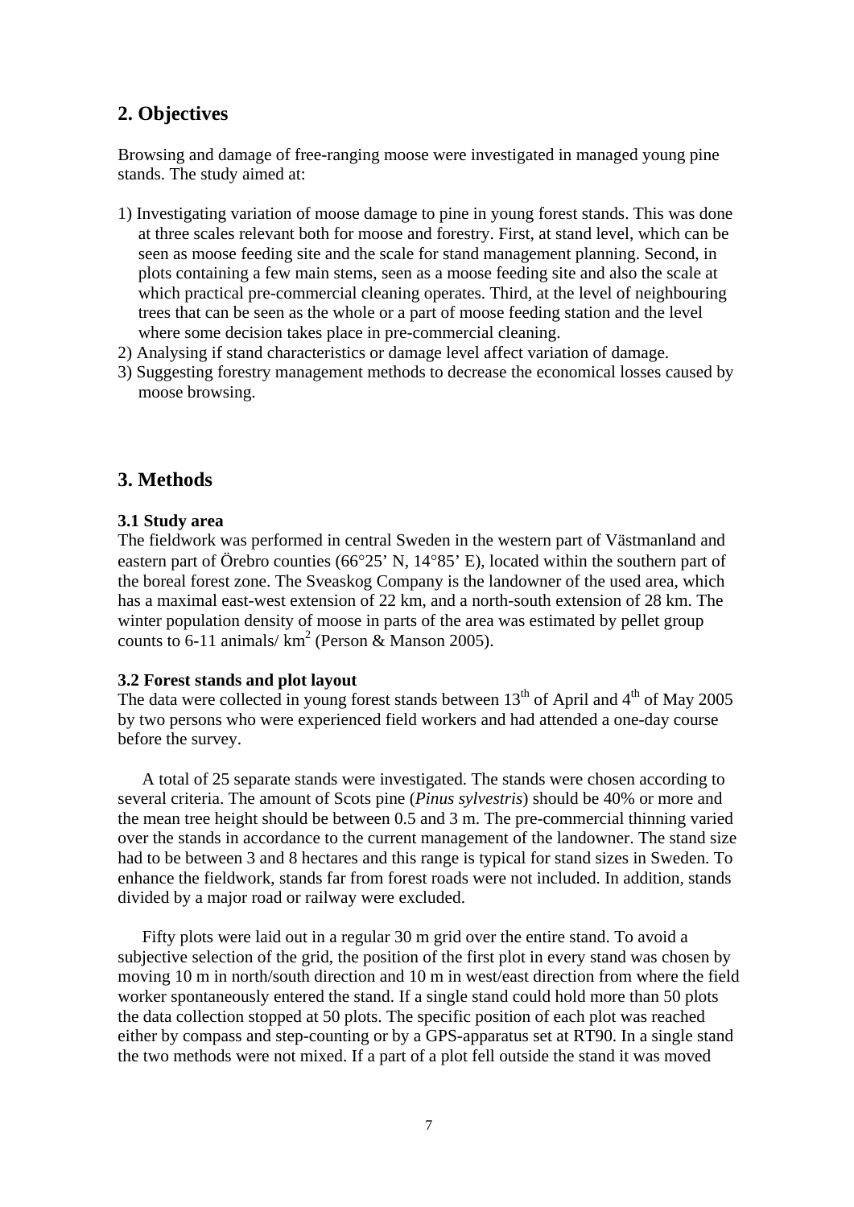## 2. Objectives

Browsing and damage of free-ranging moose were investigated in managed young pine stands. The study aimed at:

1) Investigating variation of moose damage to pine in young forest stands. This was done at three scales relevant both for moose and forestry. First, at stand level, which can be seen as moose feeding site and the scale for stand management planning. Second, in plots containing a few main stems, seen as a moose feeding site and also the scale at which practical pre-commercial cleaning operates. Third, at the level of neighbouring trees that can be seen as the whole or a part of moose feeding station and the level where some decision takes place in pre-commercial cleaning.
2) Analysing if stand characteristics or damage level affect variation of damage.
3) Suggesting forestry management methods to decrease the economical losses caused by moose browsing.

## 3. Methods

### 3.1 Study area

The fieldwork was performed in central Sweden in the western part of Västmanland and eastern part of Örebro counties (66°25' N, 14°85' E), located within the southern part of the boreal forest zone. The Sveaskog Company is the landowner of the used area, which has a maximal east-west extension of 22 km, and a north-south extension of 28 km. The winter population density of moose in parts of the area was estimated by pellet group counts to 6-11 animals/ $km^2$ (Person & Manson 2005).

### 3.2 Forest stands and plot layout

The data were collected in young forest stands between 13th of April and 4th of May 2005 by two persons who were experienced field workers and had attended a one-day course before the survey.

A total of 25 separate stands were investigated. The stands were chosen according to several criteria. The amount of Scots pine (*Pinus sylvestris*) should be 40% or more and the mean tree height should be between 0.5 and 3 m. The pre-commercial thinning varied over the stands in accordance to the current management of the landowner. The stand size had to be between 3 and 8 hectares and this range is typical for stand sizes in Sweden. To enhance the fieldwork, stands far from forest roads were not included. In addition, stands divided by a major road or railway were excluded.

Fifty plots were laid out in a regular 30 m grid over the entire stand. To avoid a subjective selection of the grid, the position of the first plot in every stand was chosen by moving 10 m in north/south direction and 10 m in west/east direction from where the field worker spontaneously entered the stand. If a single stand could hold more than 50 plots the data collection stopped at 50 plots. The specific position of each plot was reached either by compass and step-counting or by a GPS-apparatus set at RT90. In a single stand the two methods were not mixed. If a part of a plot fell outside the stand it was moved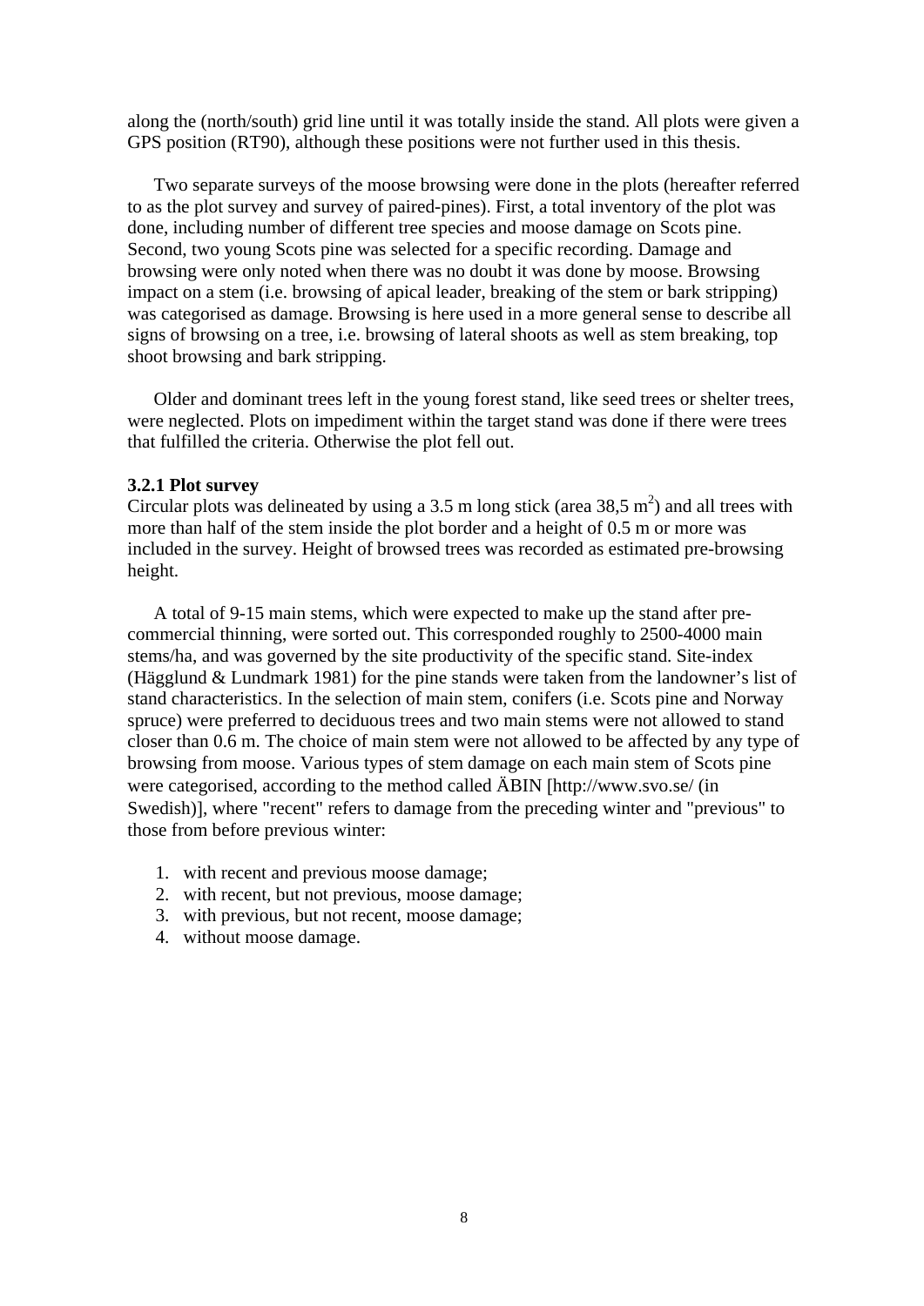along the (north/south) grid line until it was totally inside the stand. All plots were given a GPS position (RT90), although these positions were not further used in this thesis.

Two separate surveys of the moose browsing were done in the plots (hereafter referred to as the plot survey and survey of paired-pines). First, a total inventory of the plot was done, including number of different tree species and moose damage on Scots pine. Second, two young Scots pine was selected for a specific recording. Damage and browsing were only noted when there was no doubt it was done by moose. Browsing impact on a stem (i.e. browsing of apical leader, breaking of the stem or bark stripping) was categorised as damage. Browsing is here used in a more general sense to describe all signs of browsing on a tree, i.e. browsing of lateral shoots as well as stem breaking, top shoot browsing and bark stripping.

Older and dominant trees left in the young forest stand, like seed trees or shelter trees, were neglected. Plots on impediment within the target stand was done if there were trees that fulfilled the criteria. Otherwise the plot fell out.

**3.2.1 Plot survey**

Circular plots was delineated by using a 3.5 m long stick (area 38,5 $m^2$) and all trees with more than half of the stem inside the plot border and a height of 0.5 m or more was included in the survey. Height of browsed trees was recorded as estimated pre-browsing height.

A total of 9-15 main stems, which were expected to make up the stand after pre-commercial thinning, were sorted out. This corresponded roughly to 2500-4000 main stems/ha, and was governed by the site productivity of the specific stand. Site-index (Hägglund & Lundmark 1981) for the pine stands were taken from the landowner's list of stand characteristics. In the selection of main stem, conifers (i.e. Scots pine and Norway spruce) were preferred to deciduous trees and two main stems were not allowed to stand closer than 0.6 m. The choice of main stem were not allowed to be affected by any type of browsing from moose. Various types of stem damage on each main stem of Scots pine were categorised, according to the method called ÄBIN [http://www.svo.se/ (in Swedish)], where "recent" refers to damage from the preceding winter and "previous" to those from before previous winter:

1. with recent and previous moose damage;
2. with recent, but not previous, moose damage;
3. with previous, but not recent, moose damage;
4. without moose damage.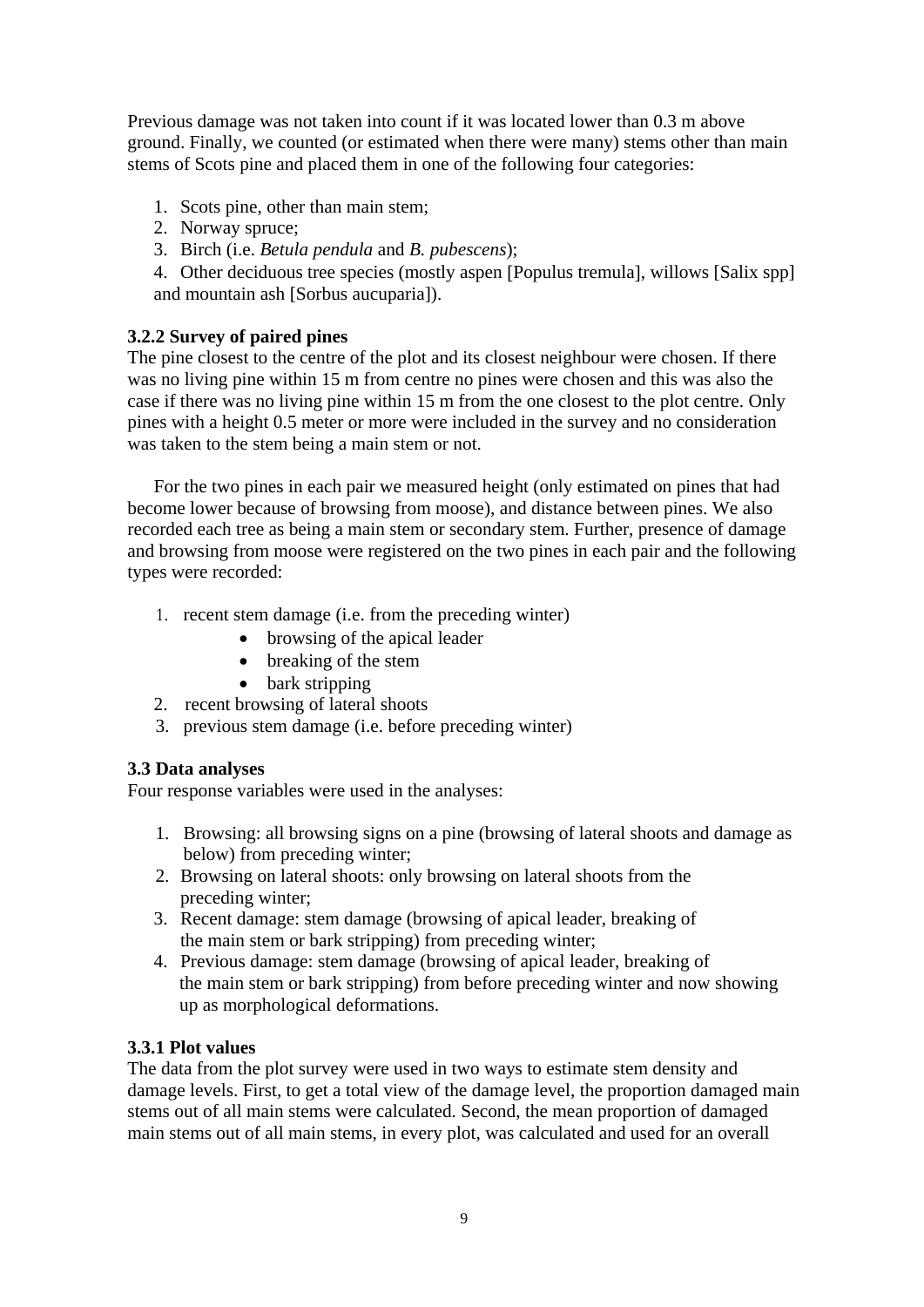Previous damage was not taken into count if it was located lower than 0.3 m above ground. Finally, we counted (or estimated when there were many) stems other than main stems of Scots pine and placed them in one of the following four categories:

1. Scots pine, other than main stem;
2. Norway spruce;
3. Birch (i.e. *Betula pendula* and *B. pubescens*);
4. Other deciduous tree species (mostly aspen [Populus tremula], willows [Salix spp] and mountain ash [Sorbus aucuparia]).

### 3.2.2 Survey of paired pines

The pine closest to the centre of the plot and its closest neighbour were chosen. If there was no living pine within 15 m from centre no pines were chosen and this was also the case if there was no living pine within 15 m from the one closest to the plot centre. Only pines with a height 0.5 meter or more were included in the survey and no consideration was taken to the stem being a main stem or not.

For the two pines in each pair we measured height (only estimated on pines that had become lower because of browsing from moose), and distance between pines. We also recorded each tree as being a main stem or secondary stem. Further, presence of damage and browsing from moose were registered on the two pines in each pair and the following types were recorded:

1. recent stem damage (i.e. from the preceding winter)
   - browsing of the apical leader
   - breaking of the stem
   - bark stripping
2. recent browsing of lateral shoots
3. previous stem damage (i.e. before preceding winter)

### 3.3 Data analyses

Four response variables were used in the analyses:

1. Browsing: all browsing signs on a pine (browsing of lateral shoots and damage as below) from preceding winter;
2. Browsing on lateral shoots: only browsing on lateral shoots from the preceding winter;
3. Recent damage: stem damage (browsing of apical leader, breaking of the main stem or bark stripping) from preceding winter;
4. Previous damage: stem damage (browsing of apical leader, breaking of the main stem or bark stripping) from before preceding winter and now showing up as morphological deformations.

### 3.3.1 Plot values

The data from the plot survey were used in two ways to estimate stem density and damage levels. First, to get a total view of the damage level, the proportion damaged main stems out of all main stems were calculated. Second, the mean proportion of damaged main stems out of all main stems, in every plot, was calculated and used for an overall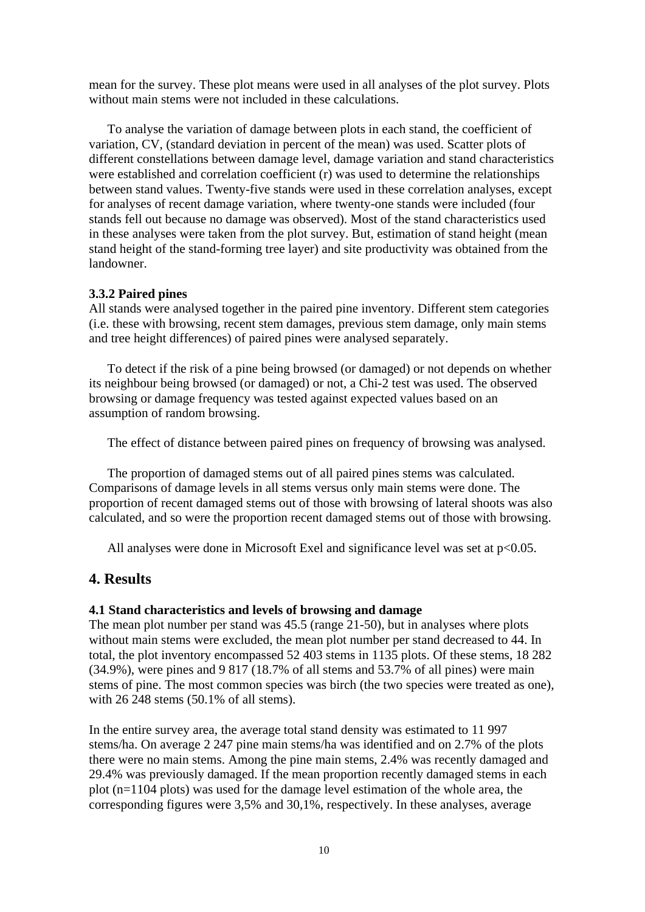mean for the survey. These plot means were used in all analyses of the plot survey. Plots without main stems were not included in these calculations.

To analyse the variation of damage between plots in each stand, the coefficient of variation, CV, (standard deviation in percent of the mean) was used. Scatter plots of different constellations between damage level, damage variation and stand characteristics were established and correlation coefficient (r) was used to determine the relationships between stand values. Twenty-five stands were used in these correlation analyses, except for analyses of recent damage variation, where twenty-one stands were included (four stands fell out because no damage was observed). Most of the stand characteristics used in these analyses were taken from the plot survey. But, estimation of stand height (mean stand height of the stand-forming tree layer) and site productivity was obtained from the landowner.

#### 3.3.2 Paired pines

All stands were analysed together in the paired pine inventory. Different stem categories (i.e. these with browsing, recent stem damages, previous stem damage, only main stems and tree height differences) of paired pines were analysed separately.

To detect if the risk of a pine being browsed (or damaged) or not depends on whether its neighbour being browsed (or damaged) or not, a Chi-2 test was used. The observed browsing or damage frequency was tested against expected values based on an assumption of random browsing.

The effect of distance between paired pines on frequency of browsing was analysed.

The proportion of damaged stems out of all paired pines stems was calculated. Comparisons of damage levels in all stems versus only main stems were done. The proportion of recent damaged stems out of those with browsing of lateral shoots was also calculated, and so were the proportion recent damaged stems out of those with browsing.

All analyses were done in Microsoft Exel and significance level was set at $p<0.05$.

## 4. Results

#### 4.1 Stand characteristics and levels of browsing and damage

The mean plot number per stand was 45.5 (range 21-50), but in analyses where plots without main stems were excluded, the mean plot number per stand decreased to 44. In total, the plot inventory encompassed 52 403 stems in 1135 plots. Of these stems, 18 282 (34.9%), were pines and 9 817 (18.7% of all stems and 53.7% of all pines) were main stems of pine. The most common species was birch (the two species were treated as one), with 26 248 stems (50.1% of all stems).

In the entire survey area, the average total stand density was estimated to 11 997 stems/ha. On average 2 247 pine main stems/ha was identified and on 2.7% of the plots there were no main stems. Among the pine main stems, 2.4% was recently damaged and 29.4% was previously damaged. If the mean proportion recently damaged stems in each plot (n=1104 plots) was used for the damage level estimation of the whole area, the corresponding figures were 3,5% and 30,1%, respectively. In these analyses, average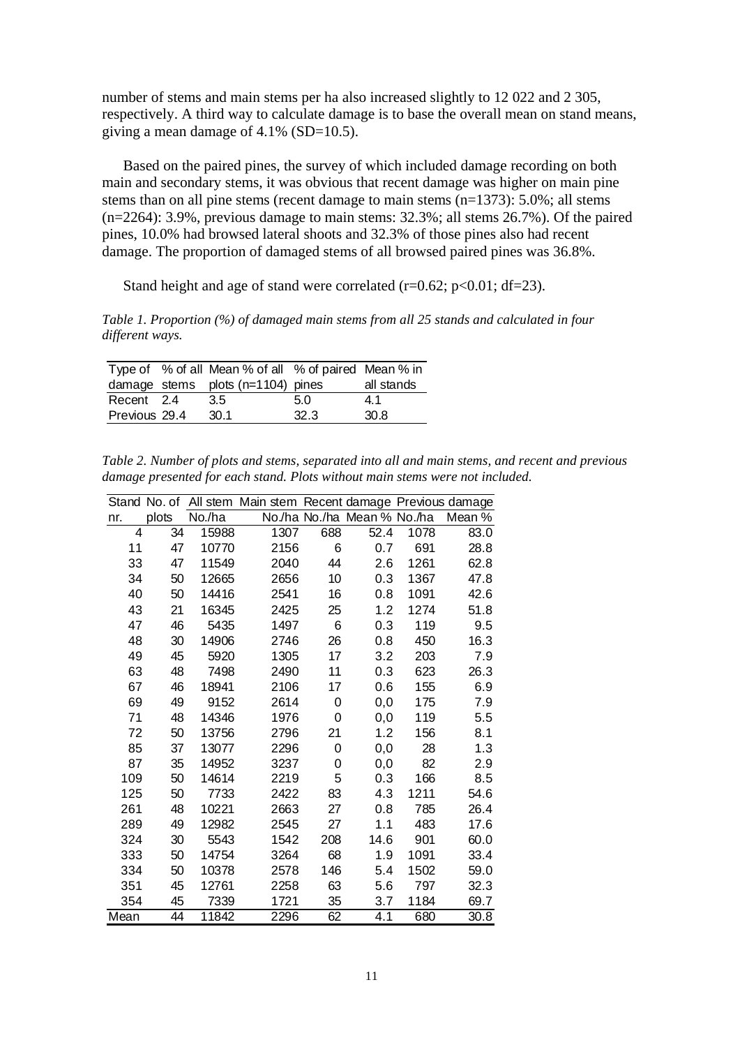number of stems and main stems per ha also increased slightly to 12 022 and 2 305, respectively. A third way to calculate damage is to base the overall mean on stand means, giving a mean damage of 4.1% (SD=10.5).

Based on the paired pines, the survey of which included damage recording on both main and secondary stems, it was obvious that recent damage was higher on main pine stems than on all pine stems (recent damage to main stems (n=1373): 5.0%; all stems (n=2264): 3.9%, previous damage to main stems: 32.3%; all stems 26.7%). Of the paired pines, 10.0% had browsed lateral shoots and 32.3% of those pines also had recent damage. The proportion of damaged stems of all browsed paired pines was 36.8%.

Stand height and age of stand were correlated (r=0.62; p<0.01; df=23).

*Table 1. Proportion (%) of damaged main stems from all 25 stands and calculated in four different ways.*

| Type of damage | % of all stems | Mean % of all plots (n=1104) | % of paired pines | Mean % in all stands |
|---|---|---|---|---|
| Recent | 2.4 | 3.5 | 5.0 | 4.1 |
| Previous | 29.4 | 30.1 | 32.3 | 30.8 |

*Table 2. Number of plots and stems, separated into all and main stems, and recent and previous damage presented for each stand. Plots without main stems were not included.*

| Stand nr. | No. of plots | All stem No./ha | Main stem No./ha | Recent damage No./ha | Recent damage Mean % | Previous damage No./ha | Previous damage Mean % |
|---|---|---|---|---|---|---|---|
| 4 | 34 | 15988 | 1307 | 688 | 52.4 | 1078 | 83.0 |
| 11 | 47 | 10770 | 2156 | 6 | 0.7 | 691 | 28.8 |
| 33 | 47 | 11549 | 2040 | 44 | 2.6 | 1261 | 62.8 |
| 34 | 50 | 12665 | 2656 | 10 | 0.3 | 1367 | 47.8 |
| 40 | 50 | 14416 | 2541 | 16 | 0.8 | 1091 | 42.6 |
| 43 | 21 | 16345 | 2425 | 25 | 1.2 | 1274 | 51.8 |
| 47 | 46 | 5435 | 1497 | 6 | 0.3 | 119 | 9.5 |
| 48 | 30 | 14906 | 2746 | 26 | 0.8 | 450 | 16.3 |
| 49 | 45 | 5920 | 1305 | 17 | 3.2 | 203 | 7.9 |
| 63 | 48 | 7498 | 2490 | 11 | 0.3 | 623 | 26.3 |
| 67 | 46 | 18941 | 2106 | 17 | 0.6 | 155 | 6.9 |
| 69 | 49 | 9152 | 2614 | 0 | 0,0 | 175 | 7.9 |
| 71 | 48 | 14346 | 1976 | 0 | 0,0 | 119 | 5.5 |
| 72 | 50 | 13756 | 2796 | 21 | 1.2 | 156 | 8.1 |
| 85 | 37 | 13077 | 2296 | 0 | 0,0 | 28 | 1.3 |
| 87 | 35 | 14952 | 3237 | 0 | 0,0 | 82 | 2.9 |
| 109 | 50 | 14614 | 2219 | 5 | 0.3 | 166 | 8.5 |
| 125 | 50 | 7733 | 2422 | 83 | 4.3 | 1211 | 54.6 |
| 261 | 48 | 10221 | 2663 | 27 | 0.8 | 785 | 26.4 |
| 289 | 49 | 12982 | 2545 | 27 | 1.1 | 483 | 17.6 |
| 324 | 30 | 5543 | 1542 | 208 | 14.6 | 901 | 60.0 |
| 333 | 50 | 14754 | 3264 | 68 | 1.9 | 1091 | 33.4 |
| 334 | 50 | 10378 | 2578 | 146 | 5.4 | 1502 | 59.0 |
| 351 | 45 | 12761 | 2258 | 63 | 5.6 | 797 | 32.3 |
| 354 | 45 | 7339 | 1721 | 35 | 3.7 | 1184 | 69.7 |
| Mean | 44 | 11842 | 2296 | 62 | 4.1 | 680 | 30.8 |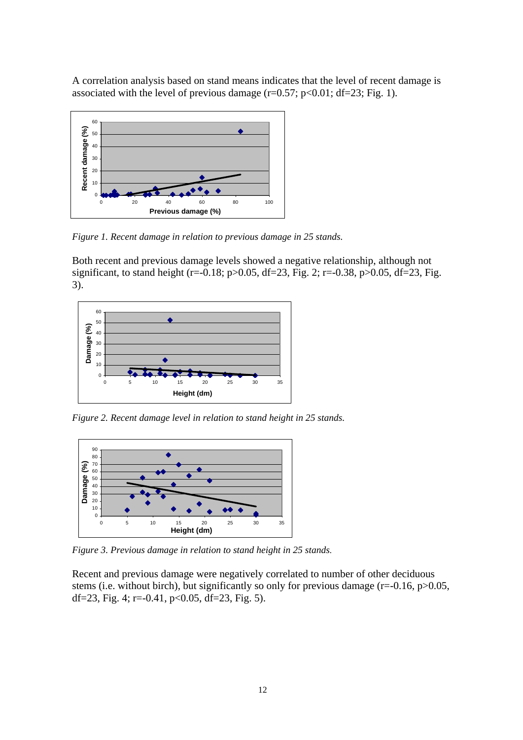A correlation analysis based on stand means indicates that the level of recent damage is associated with the level of previous damage ($r=0.57$; $p<0.01$; $df=23$; Fig. 1).

*Figure 1. Recent damage in relation to previous damage in 25 stands.*

Both recent and previous damage levels showed a negative relationship, although not significant, to stand height ($r=-0.18$; $p>0.05$, $df=23$, Fig. 2; $r=-0.38$, $p>0.05$, $df=23$, Fig. 3).

*Figure 2. Recent damage level in relation to stand height in 25 stands.*

*Figure 3. Previous damage in relation to stand height in 25 stands.*

Recent and previous damage were negatively correlated to number of other deciduous stems (i.e. without birch), but significantly so only for previous damage ($r=-0.16$, $p>0.05$, $df=23$, Fig. 4; $r=-0.41$, $p<0.05$, $df=23$, Fig. 5).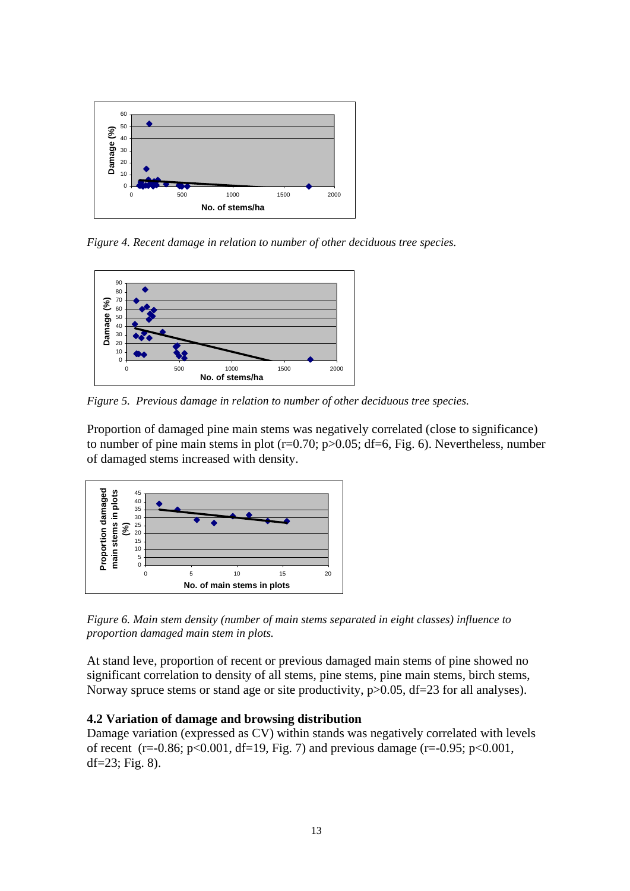*Figure 4. Recent damage in relation to number of other deciduous tree species.*

*Figure 5. Previous damage in relation to number of other deciduous tree species.*

Proportion of damaged pine main stems was negatively correlated (close to significance) to number of pine main stems in plot ($r=0.70$; $p>0.05$; $df=6$, Fig. 6). Nevertheless, number of damaged stems increased with density.

*Figure 6. Main stem density (number of main stems separated in eight classes) influence to proportion damaged main stem in plots.*

At stand leve, proportion of recent or previous damaged main stems of pine showed no significant correlation to density of all stems, pine stems, pine main stems, birch stems, Norway spruce stems or stand age or site productivity, $p>0.05$, $df=23$ for all analyses).

### 4.2 Variation of damage and browsing distribution

Damage variation (expressed as CV) within stands was negatively correlated with levels of recent ($r=-0.86$; $p<0.001$, $df=19$, Fig. 7) and previous damage ($r=-0.95$; $p<0.001$, $df=23$; Fig. 8).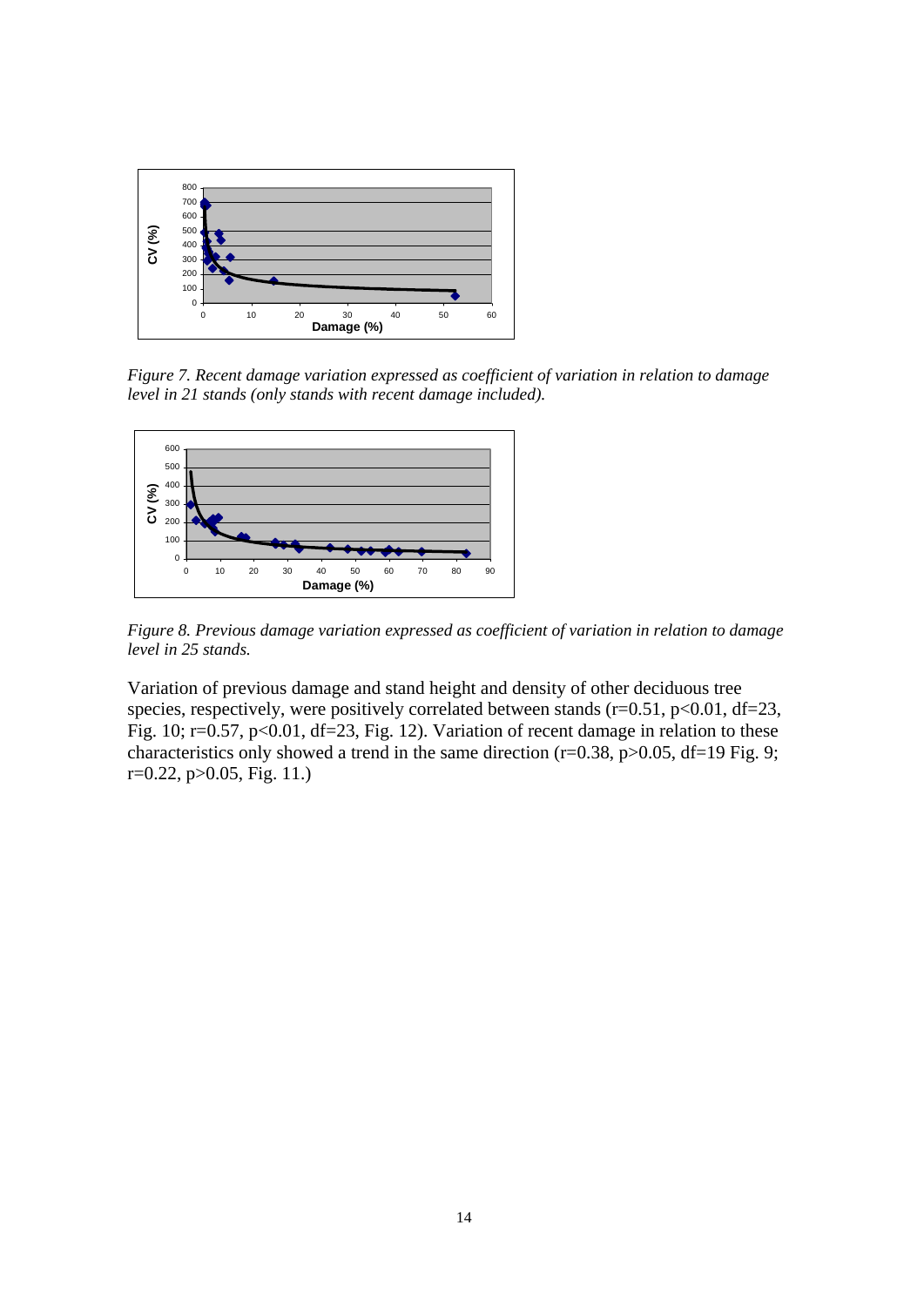*Figure 7. Recent damage variation expressed as coefficient of variation in relation to damage level in 21 stands (only stands with recent damage included).*

*Figure 8. Previous damage variation expressed as coefficient of variation in relation to damage level in 25 stands.*

Variation of previous damage and stand height and density of other deciduous tree species, respectively, were positively correlated between stands ($r=0.51$, $p<0.01$, $df=23$, Fig. 10; $r=0.57$, $p<0.01$, $df=23$, Fig. 12). Variation of recent damage in relation to these characteristics only showed a trend in the same direction ($r=0.38$, $p>0.05$, $df=19$ Fig. 9; $r=0.22$, $p>0.05$, Fig. 11.)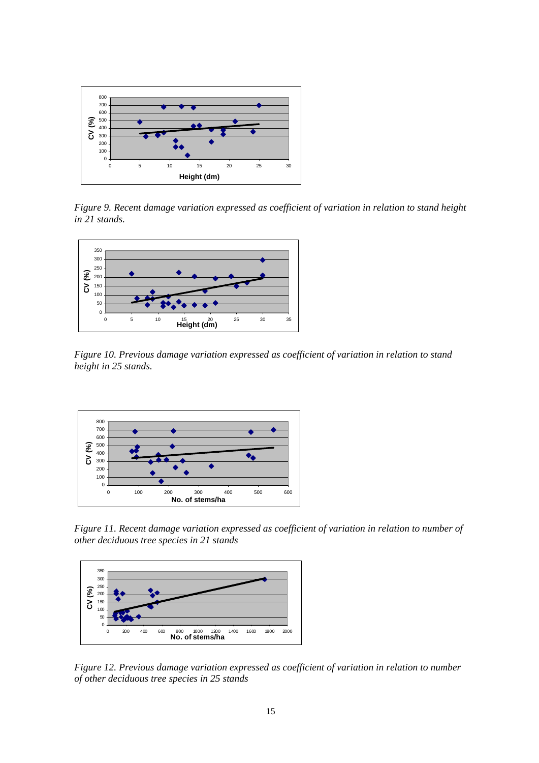*Figure 9. Recent damage variation expressed as coefficient of variation in relation to stand height in 21 stands.*

*Figure 10. Previous damage variation expressed as coefficient of variation in relation to stand height in 25 stands.*

*Figure 11. Recent damage variation expressed as coefficient of variation in relation to number of other deciduous tree species in 21 stands*

*Figure 12. Previous damage variation expressed as coefficient of variation in relation to number of other deciduous tree species in 25 stands*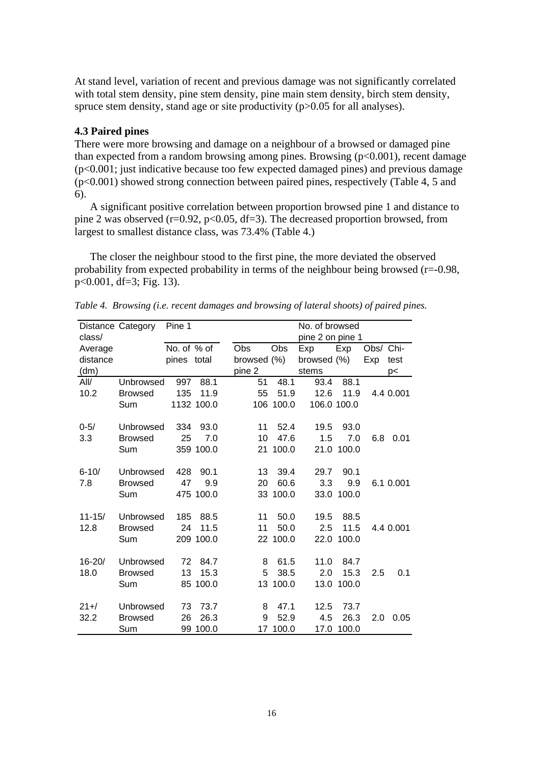At stand level, variation of recent and previous damage was not significantly correlated with total stem density, pine stem density, pine main stem density, birch stem density, spruce stem density, stand age or site productivity ($p>0.05$ for all analyses).

### 4.3 Paired pines

There were more browsing and damage on a neighbour of a browsed or damaged pine than expected from a random browsing among pines. Browsing ($p<0.001$), recent damage ($p<0.001$; just indicative because too few expected damaged pines) and previous damage ($p<0.001$) showed strong connection between paired pines, respectively (Table 4, 5 and 6).

A significant positive correlation between proportion browsed pine 1 and distance to pine 2 was observed ($r=0.92$, $p<0.05$, $df=3$). The decreased proportion browsed, from largest to smallest distance class, was 73.4% (Table 4.)

The closer the neighbour stood to the first pine, the more deviated the observed probability from expected probability in terms of the neighbour being browsed ($r=-0.98$, $p<0.001$, $df=3$; Fig. 13).

*Table 4. Browsing (i.e. recent damages and browsing of lateral shoots) of paired pines.*

| Distance class/ Average distance (dm) | Category | Pine 1 | | No. of browsed pine 2 on pine 1 | | | | | |
|---|---|---|---|---|---|---|---|---|---|
| | | No. of pines | % of total | Obs browsed pine 2 | Obs (%) | Exp browsed stems | Exp (%) | Obs/ Exp | Chi-test p< |
| All/ | Unbrowsed | 997 | 88.1 | 51 | 48.1 | 93.4 | 88.1 | | |
| 10.2 | Browsed | 135 | 11.9 | 55 | 51.9 | 12.6 | 11.9 | 4.4 | 0.001 |
| | Sum | 1132 | 100.0 | 106 | 100.0 | 106.0 | 100.0 | | |
| 0-5/ | Unbrowsed | 334 | 93.0 | 11 | 52.4 | 19.5 | 93.0 | | |
| 3.3 | Browsed | 25 | 7.0 | 10 | 47.6 | 1.5 | 7.0 | 6.8 | 0.01 |
| | Sum | 359 | 100.0 | 21 | 100.0 | 21.0 | 100.0 | | |
| 6-10/ | Unbrowsed | 428 | 90.1 | 13 | 39.4 | 29.7 | 90.1 | | |
| 7.8 | Browsed | 47 | 9.9 | 20 | 60.6 | 3.3 | 9.9 | 6.1 | 0.001 |
| | Sum | 475 | 100.0 | 33 | 100.0 | 33.0 | 100.0 | | |
| 11-15/ | Unbrowsed | 185 | 88.5 | 11 | 50.0 | 19.5 | 88.5 | | |
| 12.8 | Browsed | 24 | 11.5 | 11 | 50.0 | 2.5 | 11.5 | 4.4 | 0.001 |
| | Sum | 209 | 100.0 | 22 | 100.0 | 22.0 | 100.0 | | |
| 16-20/ | Unbrowsed | 72 | 84.7 | 8 | 61.5 | 11.0 | 84.7 | | |
| 18.0 | Browsed | 13 | 15.3 | 5 | 38.5 | 2.0 | 15.3 | 2.5 | 0.1 |
| | Sum | 85 | 100.0 | 13 | 100.0 | 13.0 | 100.0 | | |
| 21+/ | Unbrowsed | 73 | 73.7 | 8 | 47.1 | 12.5 | 73.7 | | |
| 32.2 | Browsed | 26 | 26.3 | 9 | 52.9 | 4.5 | 26.3 | 2.0 | 0.05 |
| | Sum | 99 | 100.0 | 17 | 100.0 | 17.0 | 100.0 | | |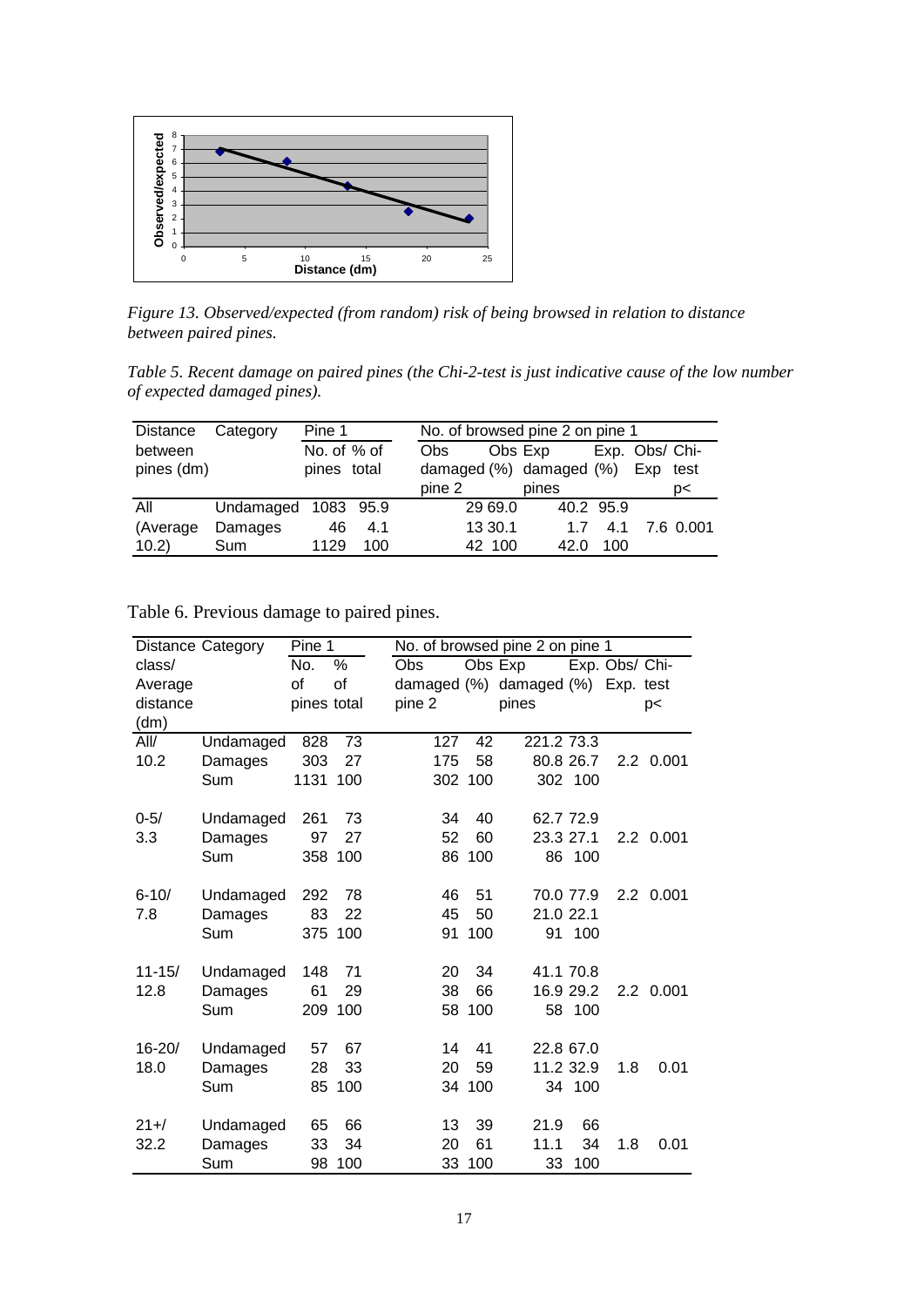*Figure 13. Observed/expected (from random) risk of being browsed in relation to distance between paired pines.*

*Table 5. Recent damage on paired pines (the Chi-2-test is just indicative cause of the low number of expected damaged pines).*

| Distance between pines (dm) | Category | Pine 1 No. of pines | Pine 1 % of total | No. of browsed pine 2 on pine 1: Obs damaged pine 2 | Obs damaged (%) | Exp damaged pines | Exp. damaged (%) | Obs/Exp | Chi-test p< |
|---|---|---|---|---|---|---|---|---|---|
| All | Undamaged | 1083 | 95.9 | 29 | 69.0 | 40.2 | 95.9 | | |
| (Average | Damages | 46 | 4.1 | 13 | 30.1 | 1.7 | 4.1 | 7.6 | 0.001 |
| 10.2) | Sum | 1129 | 100 | 42 | 100 | 42.0 | 100 | | |

Table 6. Previous damage to paired pines.

| Distance class/ Average distance (dm) | Category | Pine 1 No. of pines | Pine 1 % of total | No. of browsed pine 2 on pine 1: Obs damaged pine 2 | Obs damaged (%) | Exp damaged pines | Exp. damaged (%) | Obs/ Exp. | Chi-test p< |
|---|---|---|---|---|---|---|---|---|---|
| All/ | Undamaged | 828 | 73 | 127 | 42 | 221.2 | 73.3 | | |
| 10.2 | Damages | 303 | 27 | 175 | 58 | 80.8 | 26.7 | 2.2 | 0.001 |
| | Sum | 1131 | 100 | 302 | 100 | 302 | 100 | | |
| 0-5/ | Undamaged | 261 | 73 | 34 | 40 | 62.7 | 72.9 | | |
| 3.3 | Damages | 97 | 27 | 52 | 60 | 23.3 | 27.1 | 2.2 | 0.001 |
| | Sum | 358 | 100 | 86 | 100 | 86 | 100 | | |
| 6-10/ | Undamaged | 292 | 78 | 46 | 51 | 70.0 | 77.9 | 2.2 | 0.001 |
| 7.8 | Damages | 83 | 22 | 45 | 50 | 21.0 | 22.1 | | |
| | Sum | 375 | 100 | 91 | 100 | 91 | 100 | | |
| 11-15/ | Undamaged | 148 | 71 | 20 | 34 | 41.1 | 70.8 | | |
| 12.8 | Damages | 61 | 29 | 38 | 66 | 16.9 | 29.2 | 2.2 | 0.001 |
| | Sum | 209 | 100 | 58 | 100 | 58 | 100 | | |
| 16-20/ | Undamaged | 57 | 67 | 14 | 41 | 22.8 | 67.0 | | |
| 18.0 | Damages | 28 | 33 | 20 | 59 | 11.2 | 32.9 | 1.8 | 0.01 |
| | Sum | 85 | 100 | 34 | 100 | 34 | 100 | | |
| 21+/ | Undamaged | 65 | 66 | 13 | 39 | 21.9 | 66 | | |
| 32.2 | Damages | 33 | 34 | 20 | 61 | 11.1 | 34 | 1.8 | 0.01 |
| | Sum | 98 | 100 | 33 | 100 | 33 | 100 | | |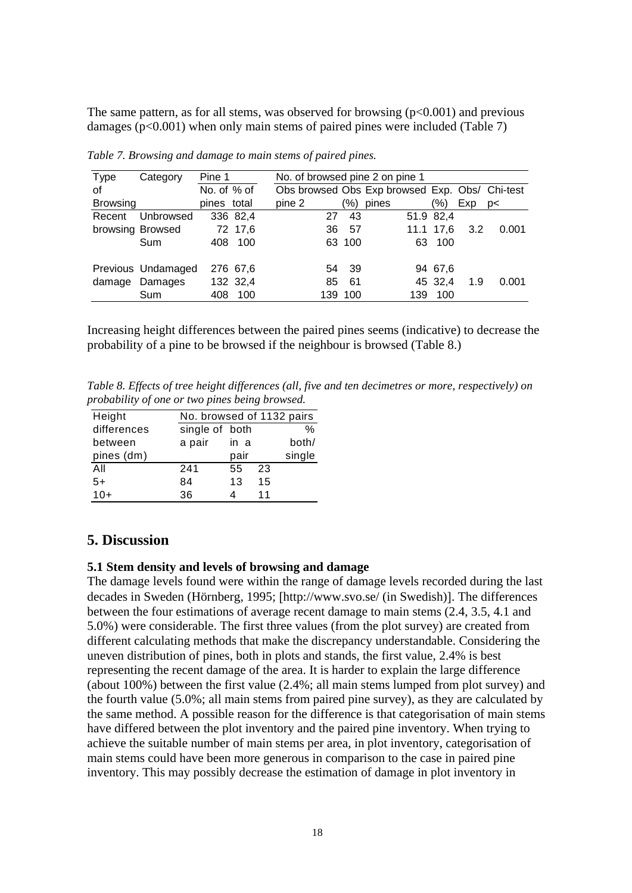The same pattern, as for all stems, was observed for browsing ($p<0.001$) and previous damages ($p<0.001$) when only main stems of paired pines were included (Table 7)

*Table 7. Browsing and damage to main stems of paired pines.*

| Type of Browsing | Category | Pine 1 | | No. of browsed pine 2 on pine 1 | | | | | |
|---|---|---|---|---|---|---|---|---|---|
| | | No. of pines | % of total | Obs browsed pine 2 | Obs (%) | Exp browsed pines | Exp. (%) | Obs/ Exp | Chi-test p< |
| Recent browsing | Unbrowsed | 336 | 82,4 | 27 | 43 | 51.9 | 82,4 | | |
| | Browsed | 72 | 17,6 | 36 | 57 | 11.1 | 17,6 | 3.2 | 0.001 |
| | Sum | 408 | 100 | 63 | 100 | 63 | 100 | | |
| Previous damage | Undamaged | 276 | 67,6 | 54 | 39 | 94 | 67,6 | | |
| | Damages | 132 | 32,4 | 85 | 61 | 45 | 32,4 | 1.9 | 0.001 |
| | Sum | 408 | 100 | 139 | 100 | 139 | 100 | | |

Increasing height differences between the paired pines seems (indicative) to decrease the probability of a pine to be browsed if the neighbour is browsed (Table 8.)

*Table 8. Effects of tree height differences (all, five and ten decimetres or more, respectively) on probability of one or two pines being browsed.*

| Height differences between pines (dm) | No. browsed of 1132 pairs | | |
|---|---|---|---|
| | single of a pair | both in a pair | % both/ single |
| All | 241 | 55 | 23 |
| 5+ | 84 | 13 | 15 |
| 10+ | 36 | 4 | 11 |

## 5. Discussion

### 5.1 Stem density and levels of browsing and damage

The damage levels found were within the range of damage levels recorded during the last decades in Sweden (Hörnberg, 1995; [http://www.svo.se/ (in Swedish)]. The differences between the four estimations of average recent damage to main stems (2.4, 3.5, 4.1 and 5.0%) were considerable. The first three values (from the plot survey) are created from different calculating methods that make the discrepancy understandable. Considering the uneven distribution of pines, both in plots and stands, the first value, 2.4% is best representing the recent damage of the area. It is harder to explain the large difference (about 100%) between the first value (2.4%; all main stems lumped from plot survey) and the fourth value (5.0%; all main stems from paired pine survey), as they are calculated by the same method. A possible reason for the difference is that categorisation of main stems have differed between the plot inventory and the paired pine inventory. When trying to achieve the suitable number of main stems per area, in plot inventory, categorisation of main stems could have been more generous in comparison to the case in paired pine inventory. This may possibly decrease the estimation of damage in plot inventory in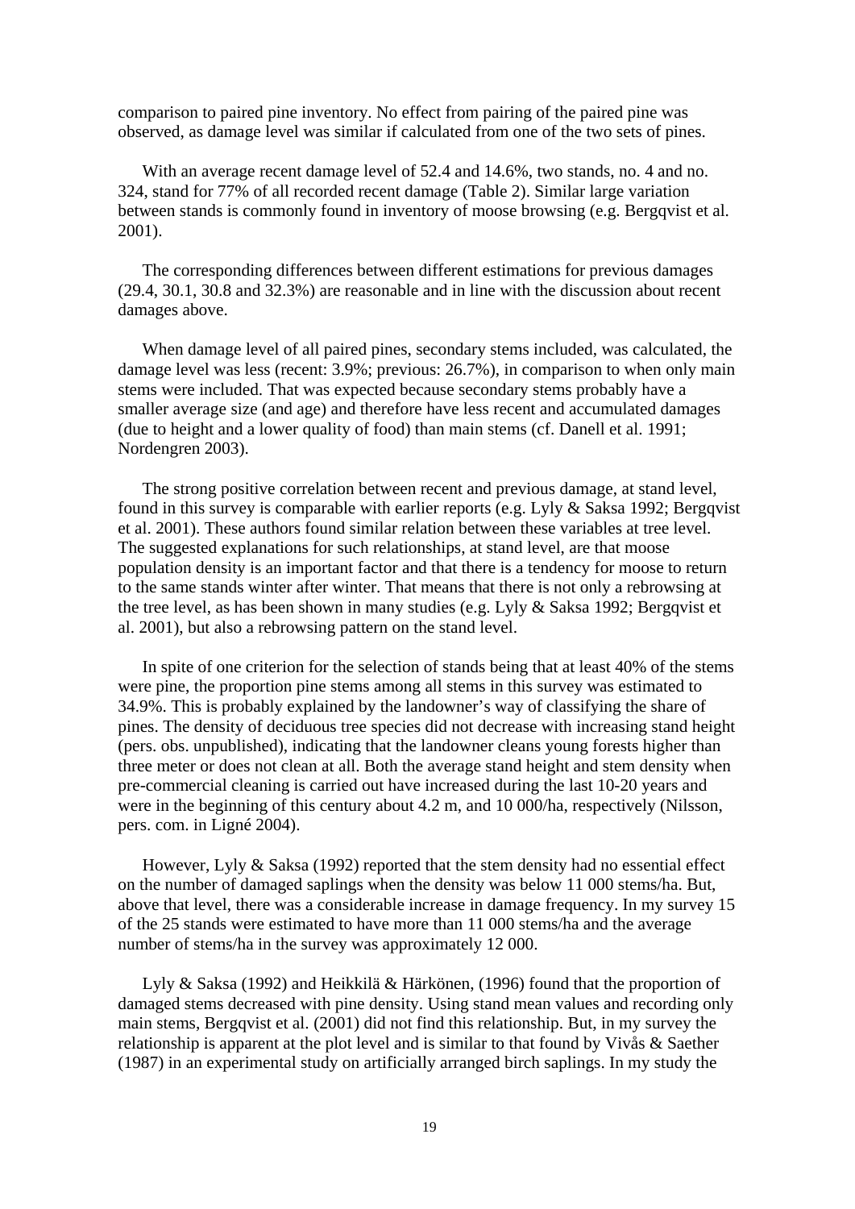comparison to paired pine inventory. No effect from pairing of the paired pine was observed, as damage level was similar if calculated from one of the two sets of pines.

With an average recent damage level of 52.4 and 14.6%, two stands, no. 4 and no. 324, stand for 77% of all recorded recent damage (Table 2). Similar large variation between stands is commonly found in inventory of moose browsing (e.g. Bergqvist et al. 2001).

The corresponding differences between different estimations for previous damages (29.4, 30.1, 30.8 and 32.3%) are reasonable and in line with the discussion about recent damages above.

When damage level of all paired pines, secondary stems included, was calculated, the damage level was less (recent: 3.9%; previous: 26.7%), in comparison to when only main stems were included. That was expected because secondary stems probably have a smaller average size (and age) and therefore have less recent and accumulated damages (due to height and a lower quality of food) than main stems (cf. Danell et al. 1991; Nordengren 2003).

The strong positive correlation between recent and previous damage, at stand level, found in this survey is comparable with earlier reports (e.g. Lyly & Saksa 1992; Bergqvist et al. 2001). These authors found similar relation between these variables at tree level. The suggested explanations for such relationships, at stand level, are that moose population density is an important factor and that there is a tendency for moose to return to the same stands winter after winter. That means that there is not only a rebrowsing at the tree level, as has been shown in many studies (e.g. Lyly & Saksa 1992; Bergqvist et al. 2001), but also a rebrowsing pattern on the stand level.

In spite of one criterion for the selection of stands being that at least 40% of the stems were pine, the proportion pine stems among all stems in this survey was estimated to 34.9%. This is probably explained by the landowner's way of classifying the share of pines. The density of deciduous tree species did not decrease with increasing stand height (pers. obs. unpublished), indicating that the landowner cleans young forests higher than three meter or does not clean at all. Both the average stand height and stem density when pre-commercial cleaning is carried out have increased during the last 10-20 years and were in the beginning of this century about 4.2 m, and 10 000/ha, respectively (Nilsson, pers. com. in Ligné 2004).

However, Lyly & Saksa (1992) reported that the stem density had no essential effect on the number of damaged saplings when the density was below 11 000 stems/ha. But, above that level, there was a considerable increase in damage frequency. In my survey 15 of the 25 stands were estimated to have more than 11 000 stems/ha and the average number of stems/ha in the survey was approximately 12 000.

Lyly & Saksa (1992) and Heikkilä & Härkönen, (1996) found that the proportion of damaged stems decreased with pine density. Using stand mean values and recording only main stems, Bergqvist et al. (2001) did not find this relationship. But, in my survey the relationship is apparent at the plot level and is similar to that found by Vivås & Saether (1987) in an experimental study on artificially arranged birch saplings. In my study the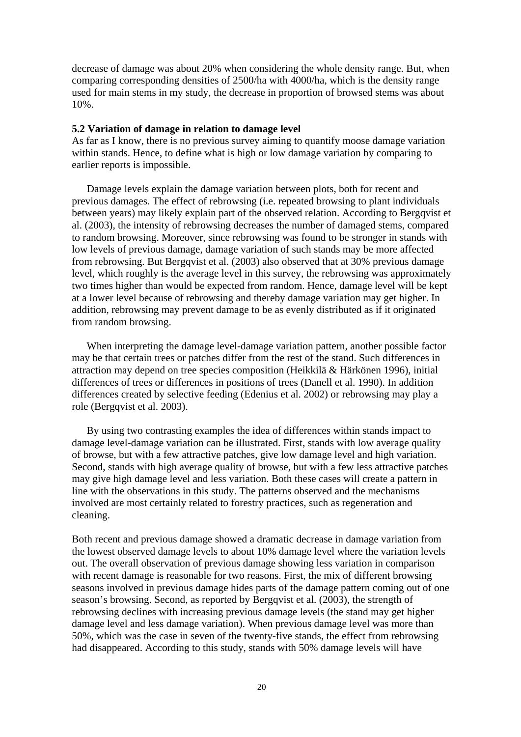decrease of damage was about 20% when considering the whole density range. But, when comparing corresponding densities of 2500/ha with 4000/ha, which is the density range used for main stems in my study, the decrease in proportion of browsed stems was about 10%.

### 5.2 Variation of damage in relation to damage level

As far as I know, there is no previous survey aiming to quantify moose damage variation within stands. Hence, to define what is high or low damage variation by comparing to earlier reports is impossible.

Damage levels explain the damage variation between plots, both for recent and previous damages. The effect of rebrowsing (i.e. repeated browsing to plant individuals between years) may likely explain part of the observed relation. According to Bergqvist et al. (2003), the intensity of rebrowsing decreases the number of damaged stems, compared to random browsing. Moreover, since rebrowsing was found to be stronger in stands with low levels of previous damage, damage variation of such stands may be more affected from rebrowsing. But Bergqvist et al. (2003) also observed that at 30% previous damage level, which roughly is the average level in this survey, the rebrowsing was approximately two times higher than would be expected from random. Hence, damage level will be kept at a lower level because of rebrowsing and thereby damage variation may get higher. In addition, rebrowsing may prevent damage to be as evenly distributed as if it originated from random browsing.

When interpreting the damage level-damage variation pattern, another possible factor may be that certain trees or patches differ from the rest of the stand. Such differences in attraction may depend on tree species composition (Heikkilä & Härkönen 1996), initial differences of trees or differences in positions of trees (Danell et al. 1990). In addition differences created by selective feeding (Edenius et al. 2002) or rebrowsing may play a role (Bergqvist et al. 2003).

By using two contrasting examples the idea of differences within stands impact to damage level-damage variation can be illustrated. First, stands with low average quality of browse, but with a few attractive patches, give low damage level and high variation. Second, stands with high average quality of browse, but with a few less attractive patches may give high damage level and less variation. Both these cases will create a pattern in line with the observations in this study. The patterns observed and the mechanisms involved are most certainly related to forestry practices, such as regeneration and cleaning.

Both recent and previous damage showed a dramatic decrease in damage variation from the lowest observed damage levels to about 10% damage level where the variation levels out. The overall observation of previous damage showing less variation in comparison with recent damage is reasonable for two reasons. First, the mix of different browsing seasons involved in previous damage hides parts of the damage pattern coming out of one season's browsing. Second, as reported by Bergqvist et al. (2003), the strength of rebrowsing declines with increasing previous damage levels (the stand may get higher damage level and less damage variation). When previous damage level was more than 50%, which was the case in seven of the twenty-five stands, the effect from rebrowsing had disappeared. According to this study, stands with 50% damage levels will have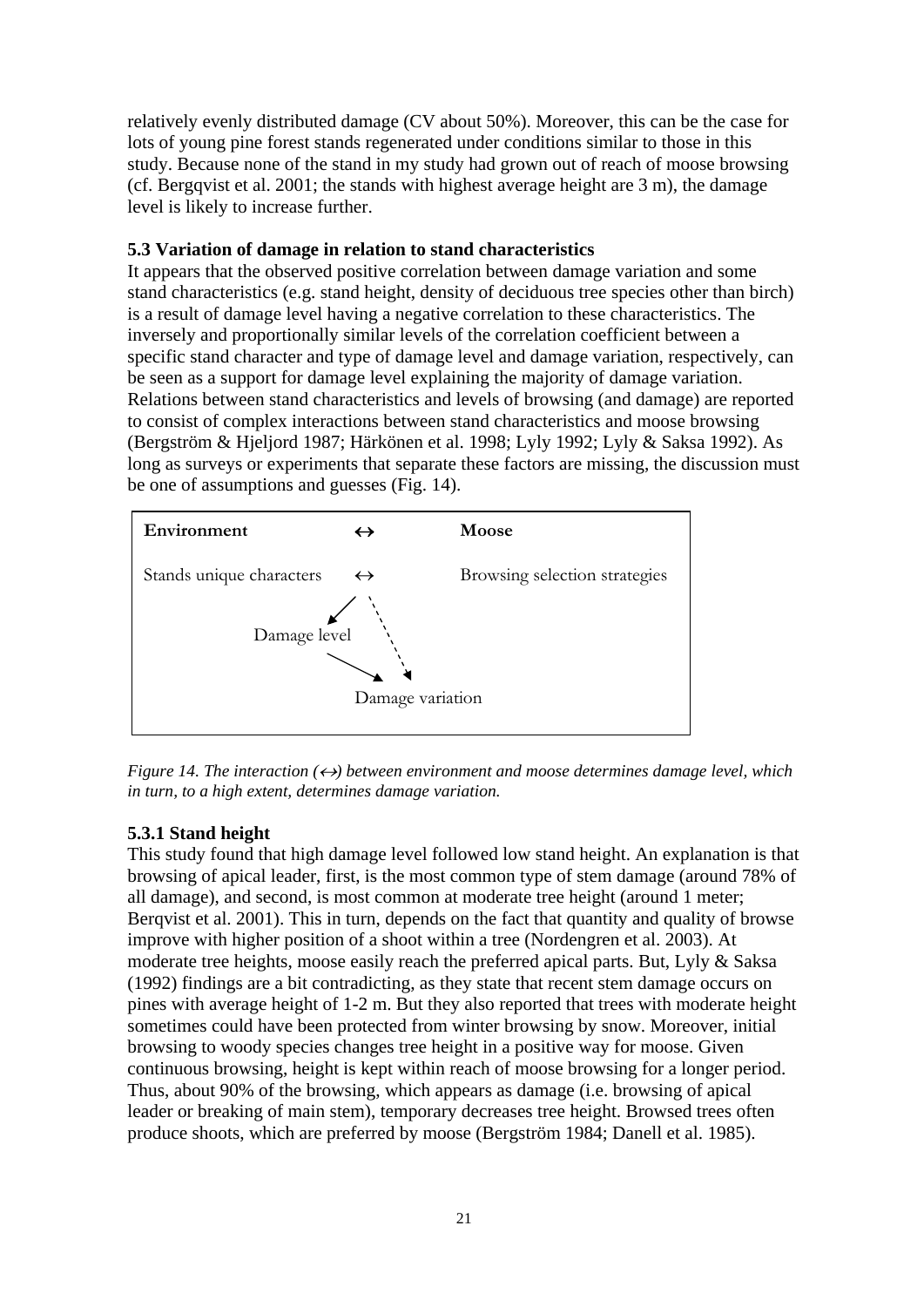relatively evenly distributed damage (CV about 50%). Moreover, this can be the case for lots of young pine forest stands regenerated under conditions similar to those in this study. Because none of the stand in my study had grown out of reach of moose browsing (cf. Bergqvist et al. 2001; the stands with highest average height are 3 m), the damage level is likely to increase further.

### 5.3 Variation of damage in relation to stand characteristics

It appears that the observed positive correlation between damage variation and some stand characteristics (e.g. stand height, density of deciduous tree species other than birch) is a result of damage level having a negative correlation to these characteristics. The inversely and proportionally similar levels of the correlation coefficient between a specific stand character and type of damage level and damage variation, respectively, can be seen as a support for damage level explaining the majority of damage variation. Relations between stand characteristics and levels of browsing (and damage) are reported to consist of complex interactions between stand characteristics and moose browsing (Bergström & Hjeljord 1987; Härkönen et al. 1998; Lyly 1992; Lyly & Saksa 1992). As long as surveys or experiments that separate these factors are missing, the discussion must be one of assumptions and guesses (Fig. 14).

**Environment** ↔ **Moose**

Stands unique characters ↔ Browsing selection strategies

Damage level

Damage variation

*Figure 14. The interaction (↔) between environment and moose determines damage level, which in turn, to a high extent, determines damage variation.*

#### 5.3.1 Stand height

This study found that high damage level followed low stand height. An explanation is that browsing of apical leader, first, is the most common type of stem damage (around 78% of all damage), and second, is most common at moderate tree height (around 1 meter; Berqvist et al. 2001). This in turn, depends on the fact that quantity and quality of browse improve with higher position of a shoot within a tree (Nordengren et al. 2003). At moderate tree heights, moose easily reach the preferred apical parts. But, Lyly & Saksa (1992) findings are a bit contradicting, as they state that recent stem damage occurs on pines with average height of 1-2 m. But they also reported that trees with moderate height sometimes could have been protected from winter browsing by snow. Moreover, initial browsing to woody species changes tree height in a positive way for moose. Given continuous browsing, height is kept within reach of moose browsing for a longer period. Thus, about 90% of the browsing, which appears as damage (i.e. browsing of apical leader or breaking of main stem), temporary decreases tree height. Browsed trees often produce shoots, which are preferred by moose (Bergström 1984; Danell et al. 1985).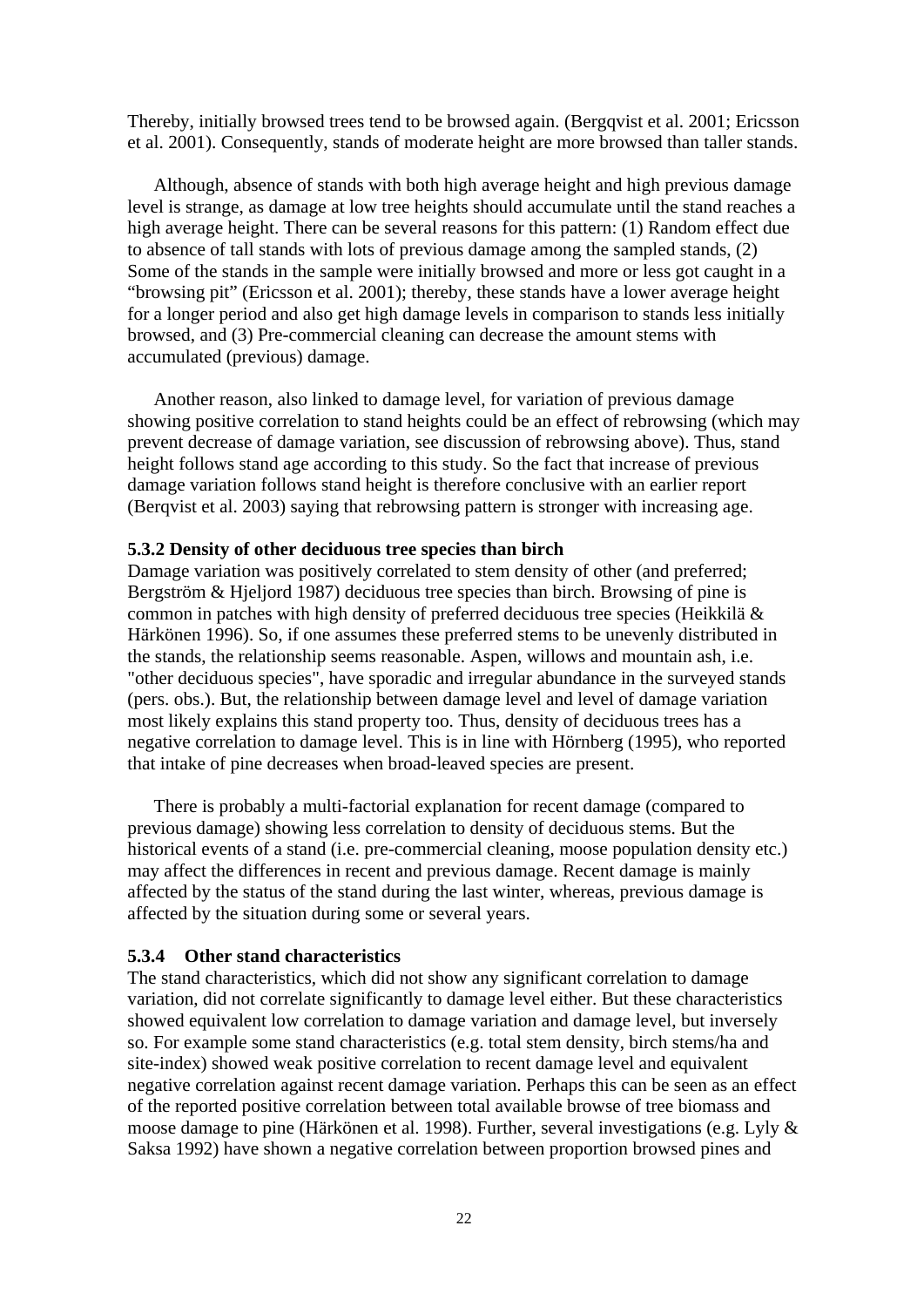Thereby, initially browsed trees tend to be browsed again. (Bergqvist et al. 2001; Ericsson et al. 2001). Consequently, stands of moderate height are more browsed than taller stands.

Although, absence of stands with both high average height and high previous damage level is strange, as damage at low tree heights should accumulate until the stand reaches a high average height. There can be several reasons for this pattern: (1) Random effect due to absence of tall stands with lots of previous damage among the sampled stands, (2) Some of the stands in the sample were initially browsed and more or less got caught in a "browsing pit" (Ericsson et al. 2001); thereby, these stands have a lower average height for a longer period and also get high damage levels in comparison to stands less initially browsed, and (3) Pre-commercial cleaning can decrease the amount stems with accumulated (previous) damage.

Another reason, also linked to damage level, for variation of previous damage showing positive correlation to stand heights could be an effect of rebrowsing (which may prevent decrease of damage variation, see discussion of rebrowsing above). Thus, stand height follows stand age according to this study. So the fact that increase of previous damage variation follows stand height is therefore conclusive with an earlier report (Berqvist et al. 2003) saying that rebrowsing pattern is stronger with increasing age.

### 5.3.2 Density of other deciduous tree species than birch

Damage variation was positively correlated to stem density of other (and preferred; Bergström & Hjeljord 1987) deciduous tree species than birch. Browsing of pine is common in patches with high density of preferred deciduous tree species (Heikkilä & Härkönen 1996). So, if one assumes these preferred stems to be unevenly distributed in the stands, the relationship seems reasonable. Aspen, willows and mountain ash, i.e. "other deciduous species", have sporadic and irregular abundance in the surveyed stands (pers. obs.). But, the relationship between damage level and level of damage variation most likely explains this stand property too. Thus, density of deciduous trees has a negative correlation to damage level. This is in line with Hörnberg (1995), who reported that intake of pine decreases when broad-leaved species are present.

There is probably a multi-factorial explanation for recent damage (compared to previous damage) showing less correlation to density of deciduous stems. But the historical events of a stand (i.e. pre-commercial cleaning, moose population density etc.) may affect the differences in recent and previous damage. Recent damage is mainly affected by the status of the stand during the last winter, whereas, previous damage is affected by the situation during some or several years.

### 5.3.4 Other stand characteristics

The stand characteristics, which did not show any significant correlation to damage variation, did not correlate significantly to damage level either. But these characteristics showed equivalent low correlation to damage variation and damage level, but inversely so. For example some stand characteristics (e.g. total stem density, birch stems/ha and site-index) showed weak positive correlation to recent damage level and equivalent negative correlation against recent damage variation. Perhaps this can be seen as an effect of the reported positive correlation between total available browse of tree biomass and moose damage to pine (Härkönen et al. 1998). Further, several investigations (e.g. Lyly & Saksa 1992) have shown a negative correlation between proportion browsed pines and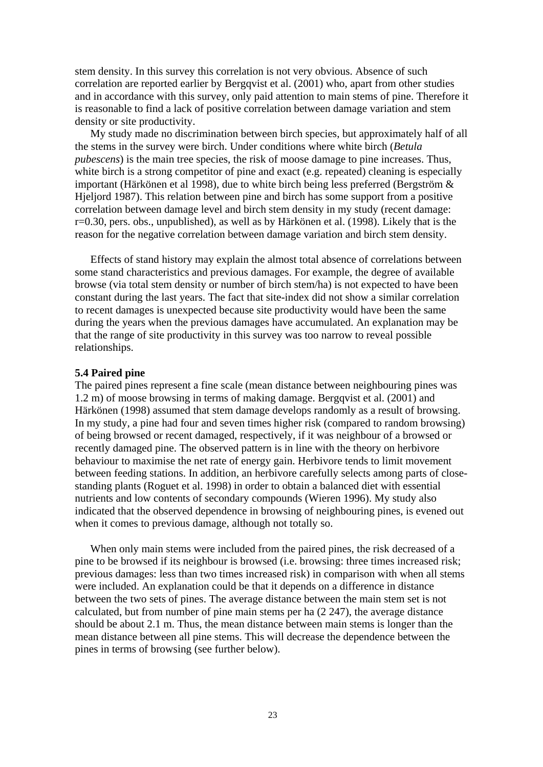stem density. In this survey this correlation is not very obvious. Absence of such correlation are reported earlier by Bergqvist et al. (2001) who, apart from other studies and in accordance with this survey, only paid attention to main stems of pine. Therefore it is reasonable to find a lack of positive correlation between damage variation and stem density or site productivity.

My study made no discrimination between birch species, but approximately half of all the stems in the survey were birch. Under conditions where white birch (*Betula pubescens*) is the main tree species, the risk of moose damage to pine increases. Thus, white birch is a strong competitor of pine and exact (e.g. repeated) cleaning is especially important (Härkönen et al 1998), due to white birch being less preferred (Bergström & Hjeljord 1987). This relation between pine and birch has some support from a positive correlation between damage level and birch stem density in my study (recent damage: r=0.30, pers. obs., unpublished), as well as by Härkönen et al. (1998). Likely that is the reason for the negative correlation between damage variation and birch stem density.

Effects of stand history may explain the almost total absence of correlations between some stand characteristics and previous damages. For example, the degree of available browse (via total stem density or number of birch stem/ha) is not expected to have been constant during the last years. The fact that site-index did not show a similar correlation to recent damages is unexpected because site productivity would have been the same during the years when the previous damages have accumulated. An explanation may be that the range of site productivity in this survey was too narrow to reveal possible relationships.

**5.4 Paired pine**

The paired pines represent a fine scale (mean distance between neighbouring pines was 1.2 m) of moose browsing in terms of making damage. Bergqvist et al. (2001) and Härkönen (1998) assumed that stem damage develops randomly as a result of browsing. In my study, a pine had four and seven times higher risk (compared to random browsing) of being browsed or recent damaged, respectively, if it was neighbour of a browsed or recently damaged pine. The observed pattern is in line with the theory on herbivore behaviour to maximise the net rate of energy gain. Herbivore tends to limit movement between feeding stations. In addition, an herbivore carefully selects among parts of close-standing plants (Roguet et al. 1998) in order to obtain a balanced diet with essential nutrients and low contents of secondary compounds (Wieren 1996). My study also indicated that the observed dependence in browsing of neighbouring pines, is evened out when it comes to previous damage, although not totally so.

When only main stems were included from the paired pines, the risk decreased of a pine to be browsed if its neighbour is browsed (i.e. browsing: three times increased risk; previous damages: less than two times increased risk) in comparison with when all stems were included. An explanation could be that it depends on a difference in distance between the two sets of pines. The average distance between the main stem set is not calculated, but from number of pine main stems per ha (2 247), the average distance should be about 2.1 m. Thus, the mean distance between main stems is longer than the mean distance between all pine stems. This will decrease the dependence between the pines in terms of browsing (see further below).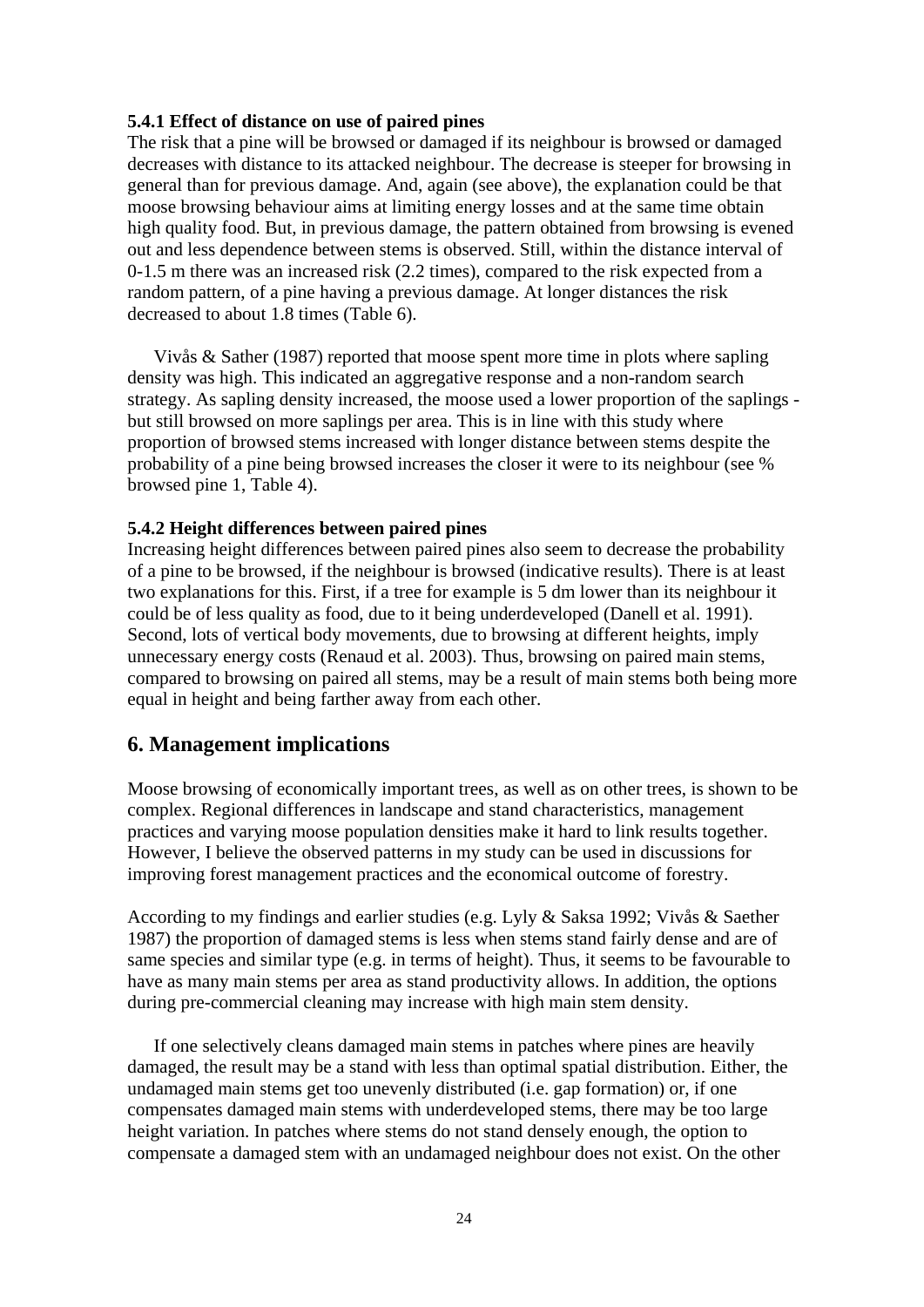### 5.4.1 Effect of distance on use of paired pines

The risk that a pine will be browsed or damaged if its neighbour is browsed or damaged decreases with distance to its attacked neighbour. The decrease is steeper for browsing in general than for previous damage. And, again (see above), the explanation could be that moose browsing behaviour aims at limiting energy losses and at the same time obtain high quality food. But, in previous damage, the pattern obtained from browsing is evened out and less dependence between stems is observed. Still, within the distance interval of 0-1.5 m there was an increased risk (2.2 times), compared to the risk expected from a random pattern, of a pine having a previous damage. At longer distances the risk decreased to about 1.8 times (Table 6).

Vivås & Sather (1987) reported that moose spent more time in plots where sapling density was high. This indicated an aggregative response and a non-random search strategy. As sapling density increased, the moose used a lower proportion of the saplings - but still browsed on more saplings per area. This is in line with this study where proportion of browsed stems increased with longer distance between stems despite the probability of a pine being browsed increases the closer it were to its neighbour (see % browsed pine 1, Table 4).

### 5.4.2 Height differences between paired pines

Increasing height differences between paired pines also seem to decrease the probability of a pine to be browsed, if the neighbour is browsed (indicative results). There is at least two explanations for this. First, if a tree for example is 5 dm lower than its neighbour it could be of less quality as food, due to it being underdeveloped (Danell et al. 1991). Second, lots of vertical body movements, due to browsing at different heights, imply unnecessary energy costs (Renaud et al. 2003). Thus, browsing on paired main stems, compared to browsing on paired all stems, may be a result of main stems both being more equal in height and being farther away from each other.

## 6. Management implications

Moose browsing of economically important trees, as well as on other trees, is shown to be complex. Regional differences in landscape and stand characteristics, management practices and varying moose population densities make it hard to link results together. However, I believe the observed patterns in my study can be used in discussions for improving forest management practices and the economical outcome of forestry.

According to my findings and earlier studies (e.g. Lyly & Saksa 1992; Vivås & Saether 1987) the proportion of damaged stems is less when stems stand fairly dense and are of same species and similar type (e.g. in terms of height). Thus, it seems to be favourable to have as many main stems per area as stand productivity allows. In addition, the options during pre-commercial cleaning may increase with high main stem density.

If one selectively cleans damaged main stems in patches where pines are heavily damaged, the result may be a stand with less than optimal spatial distribution. Either, the undamaged main stems get too unevenly distributed (i.e. gap formation) or, if one compensates damaged main stems with underdeveloped stems, there may be too large height variation. In patches where stems do not stand densely enough, the option to compensate a damaged stem with an undamaged neighbour does not exist. On the other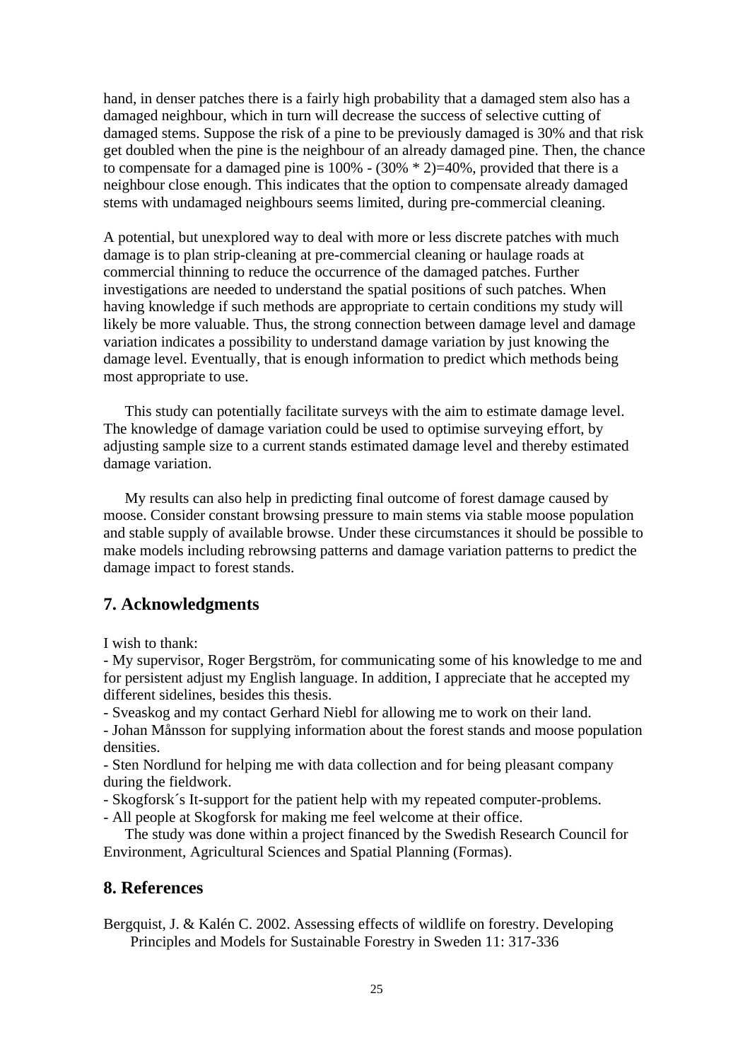hand, in denser patches there is a fairly high probability that a damaged stem also has a damaged neighbour, which in turn will decrease the success of selective cutting of damaged stems. Suppose the risk of a pine to be previously damaged is 30% and that risk get doubled when the pine is the neighbour of an already damaged pine. Then, the chance to compensate for a damaged pine is 100% - (30% * 2)=40%, provided that there is a neighbour close enough. This indicates that the option to compensate already damaged stems with undamaged neighbours seems limited, during pre-commercial cleaning.

A potential, but unexplored way to deal with more or less discrete patches with much damage is to plan strip-cleaning at pre-commercial cleaning or haulage roads at commercial thinning to reduce the occurrence of the damaged patches. Further investigations are needed to understand the spatial positions of such patches. When having knowledge if such methods are appropriate to certain conditions my study will likely be more valuable. Thus, the strong connection between damage level and damage variation indicates a possibility to understand damage variation by just knowing the damage level. Eventually, that is enough information to predict which methods being most appropriate to use.

This study can potentially facilitate surveys with the aim to estimate damage level. The knowledge of damage variation could be used to optimise surveying effort, by adjusting sample size to a current stands estimated damage level and thereby estimated damage variation.

My results can also help in predicting final outcome of forest damage caused by moose. Consider constant browsing pressure to main stems via stable moose population and stable supply of available browse. Under these circumstances it should be possible to make models including rebrowsing patterns and damage variation patterns to predict the damage impact to forest stands.

## 7. Acknowledgments

I wish to thank:

- My supervisor, Roger Bergström, for communicating some of his knowledge to me and for persistent adjust my English language. In addition, I appreciate that he accepted my different sidelines, besides this thesis.
- Sveaskog and my contact Gerhard Niebl for allowing me to work on their land.
- Johan Månsson for supplying information about the forest stands and moose population densities.
- Sten Nordlund for helping me with data collection and for being pleasant company during the fieldwork.
- Skogforsk´s It-support for the patient help with my repeated computer-problems.
- All people at Skogforsk for making me feel welcome at their office.

The study was done within a project financed by the Swedish Research Council for Environment, Agricultural Sciences and Spatial Planning (Formas).

## 8. References

Bergquist, J. & Kalén C. 2002. Assessing effects of wildlife on forestry. Developing Principles and Models for Sustainable Forestry in Sweden 11: 317-336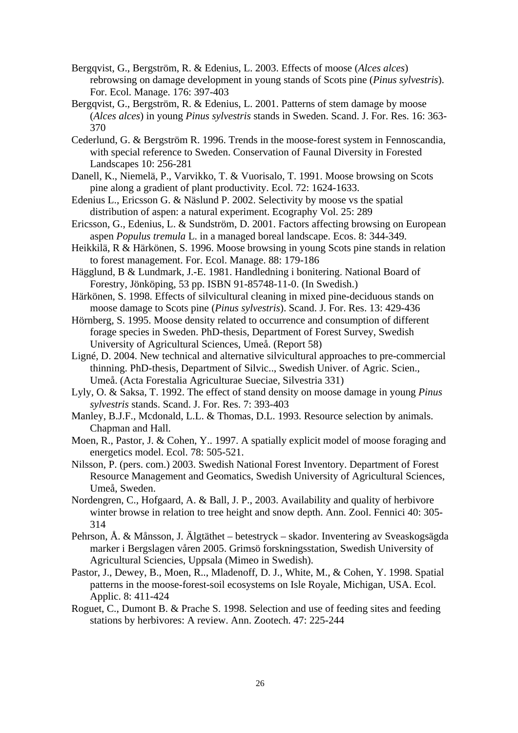Bergqvist, G., Bergström, R. & Edenius, L. 2003. Effects of moose (*Alces alces*) rebrowsing on damage development in young stands of Scots pine (*Pinus sylvestris*). For. Ecol. Manage. 176: 397-403

Bergqvist, G., Bergström, R. & Edenius, L. 2001. Patterns of stem damage by moose (*Alces alces*) in young *Pinus sylvestris* stands in Sweden. Scand. J. For. Res. 16: 363-370

Cederlund, G. & Bergström R. 1996. Trends in the moose-forest system in Fennoscandia, with special reference to Sweden. Conservation of Faunal Diversity in Forested Landscapes 10: 256-281

Danell, K., Niemelä, P., Varvikko, T. & Vuorisalo, T. 1991. Moose browsing on Scots pine along a gradient of plant productivity. Ecol. 72: 1624-1633.

Edenius L., Ericsson G. & Näslund P. 2002. Selectivity by moose vs the spatial distribution of aspen: a natural experiment. Ecography Vol. 25: 289

Ericsson, G., Edenius, L. & Sundström, D. 2001. Factors affecting browsing on European aspen *Populus tremula* L. in a managed boreal landscape. Ecos. 8: 344-349.

Heikkilä, R & Härkönen, S. 1996. Moose browsing in young Scots pine stands in relation to forest management. For. Ecol. Manage. 88: 179-186

Hägglund, B & Lundmark, J.-E. 1981. Handledning i bonitering. National Board of Forestry, Jönköping, 53 pp. ISBN 91-85748-11-0. (In Swedish.)

Härkönen, S. 1998. Effects of silvicultural cleaning in mixed pine-deciduous stands on moose damage to Scots pine (*Pinus sylvestris*). Scand. J. For. Res. 13: 429-436

Hörnberg, S. 1995. Moose density related to occurrence and consumption of different forage species in Sweden. PhD-thesis, Department of Forest Survey, Swedish University of Agricultural Sciences, Umeå. (Report 58)

Ligné, D. 2004. New technical and alternative silvicultural approaches to pre-commercial thinning. PhD-thesis, Department of Silvic.., Swedish Univer. of Agric. Scien., Umeå. (Acta Forestalia Agriculturae Sueciae, Silvestria 331)

Lyly, O. & Saksa, T. 1992. The effect of stand density on moose damage in young *Pinus sylvestris* stands. Scand. J. For. Res. 7: 393-403

Manley, B.J.F., Mcdonald, L.L. & Thomas, D.L. 1993. Resource selection by animals. Chapman and Hall.

Moen, R., Pastor, J. & Cohen, Y.. 1997. A spatially explicit model of moose foraging and energetics model. Ecol. 78: 505-521.

Nilsson, P. (pers. com.) 2003. Swedish National Forest Inventory. Department of Forest Resource Management and Geomatics, Swedish University of Agricultural Sciences, Umeå, Sweden.

Nordengren, C., Hofgaard, A. & Ball, J. P., 2003. Availability and quality of herbivore winter browse in relation to tree height and snow depth. Ann. Zool. Fennici 40: 305-314

Pehrson, Å. & Månsson, J. Älgtäthet – betestryck – skador. Inventering av Sveaskogsägda marker i Bergslagen våren 2005. Grimsö forskningsstation, Swedish University of Agricultural Sciencies, Uppsala (Mimeo in Swedish).

Pastor, J., Dewey, B., Moen, R.., Mladenoff, D. J., White, M., & Cohen, Y. 1998. Spatial patterns in the moose-forest-soil ecosystems on Isle Royale, Michigan, USA. Ecol. Applic. 8: 411-424

Roguet, C., Dumont B. & Prache S. 1998. Selection and use of feeding sites and feeding stations by herbivores: A review. Ann. Zootech. 47: 225-244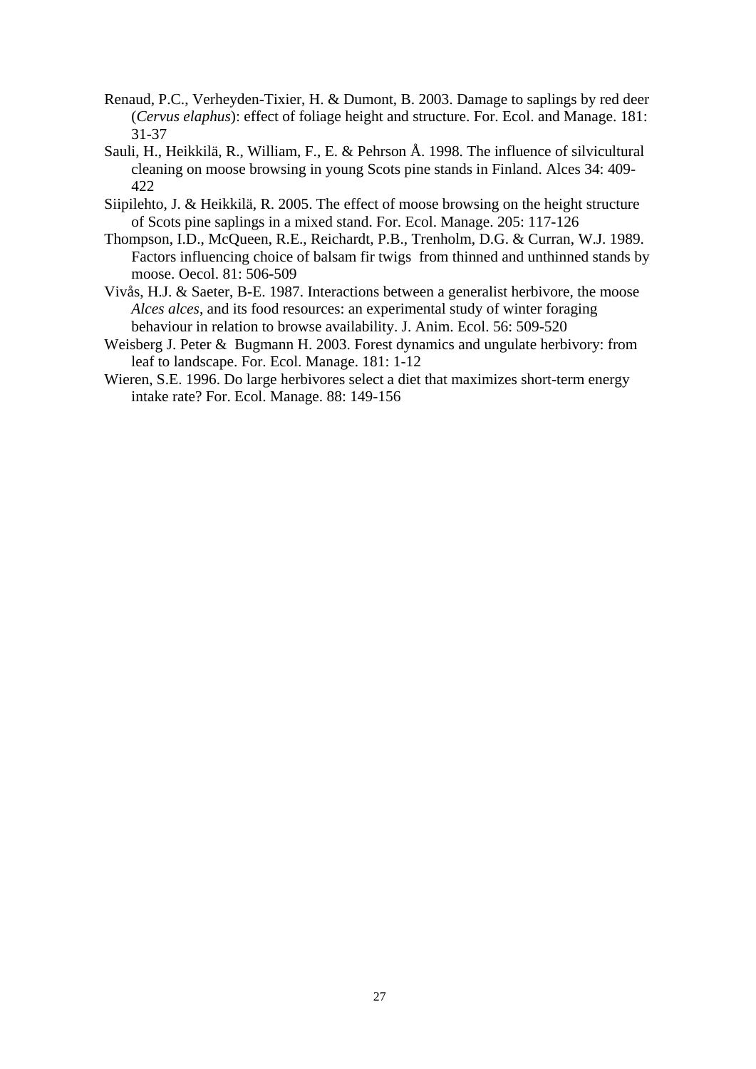Renaud, P.C., Verheyden-Tixier, H. & Dumont, B. 2003. Damage to saplings by red deer (*Cervus elaphus*): effect of foliage height and structure. For. Ecol. and Manage. 181: 31-37

Sauli, H., Heikkilä, R., William, F., E. & Pehrson Å. 1998. The influence of silvicultural cleaning on moose browsing in young Scots pine stands in Finland. Alces 34: 409-422

Siipilehto, J. & Heikkilä, R. 2005. The effect of moose browsing on the height structure of Scots pine saplings in a mixed stand. For. Ecol. Manage. 205: 117-126

Thompson, I.D., McQueen, R.E., Reichardt, P.B., Trenholm, D.G. & Curran, W.J. 1989. Factors influencing choice of balsam fir twigs from thinned and unthinned stands by moose. Oecol. 81: 506-509

Vivås, H.J. & Saeter, B-E. 1987. Interactions between a generalist herbivore, the moose *Alces alces*, and its food resources: an experimental study of winter foraging behaviour in relation to browse availability. J. Anim. Ecol. 56: 509-520

Weisberg J. Peter & Bugmann H. 2003. Forest dynamics and ungulate herbivory: from leaf to landscape. For. Ecol. Manage. 181: 1-12

Wieren, S.E. 1996. Do large herbivores select a diet that maximizes short-term energy intake rate? For. Ecol. Manage. 88: 149-156